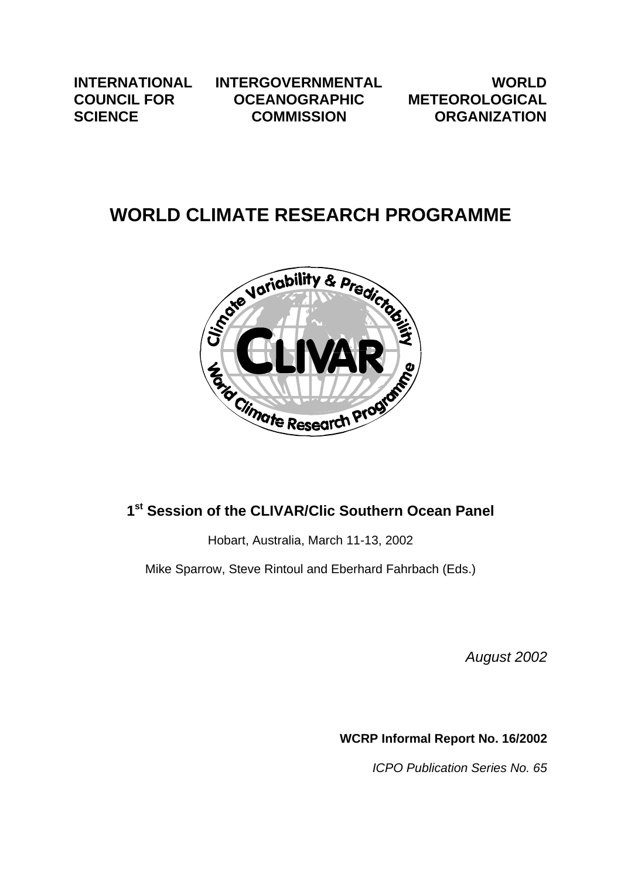**INTERNATIONAL COUNCIL FOR SCIENCE**

**INTERGOVERNMENTAL OCEANOGRAPHIC COMMISSION**

**WORLD METEOROLOGICAL ORGANIZATION**

# WORLD CLIMATE RESEARCH PROGRAMME

## 1st Session of the CLIVAR/Clic Southern Ocean Panel

Hobart, Australia, March 11-13, 2002

Mike Sparrow, Steve Rintoul and Eberhard Fahrbach (Eds.)

*August 2002*

**WCRP Informal Report No. 16/2002**

*ICPO Publication Series No. 65*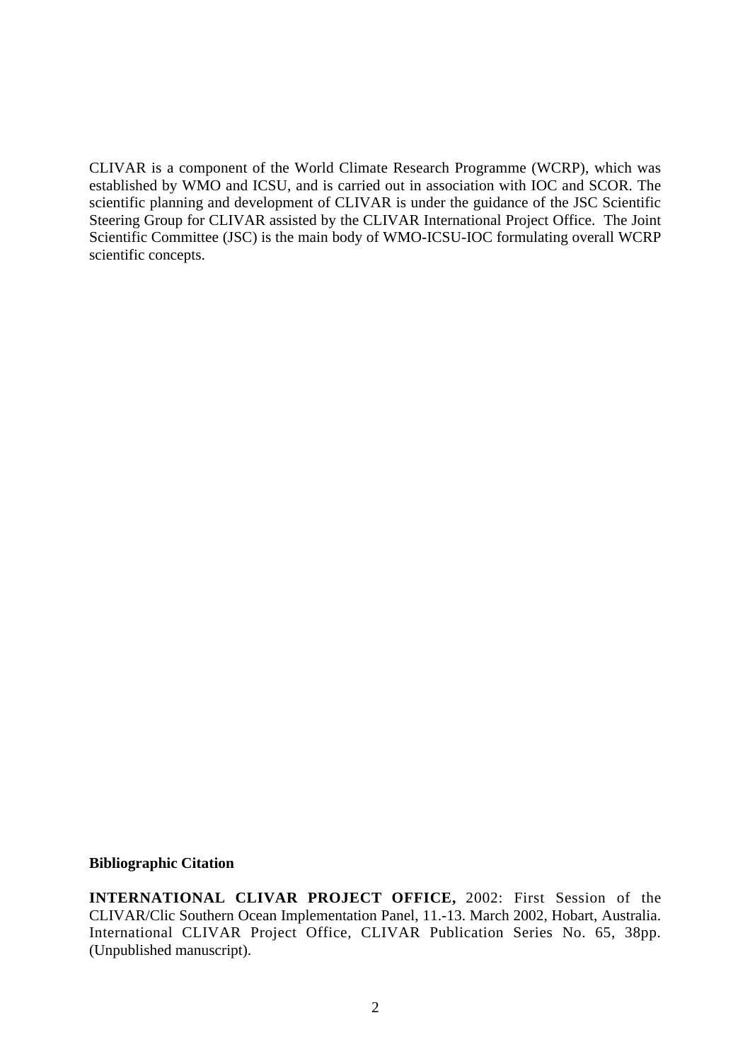CLIVAR is a component of the World Climate Research Programme (WCRP), which was established by WMO and ICSU, and is carried out in association with IOC and SCOR. The scientific planning and development of CLIVAR is under the guidance of the JSC Scientific Steering Group for CLIVAR assisted by the CLIVAR International Project Office. The Joint Scientific Committee (JSC) is the main body of WMO-ICSU-IOC formulating overall WCRP scientific concepts.

**Bibliographic Citation**

**INTERNATIONAL CLIVAR PROJECT OFFICE,** 2002: First Session of the CLIVAR/Clic Southern Ocean Implementation Panel, 11.-13. March 2002, Hobart, Australia. International CLIVAR Project Office, CLIVAR Publication Series No. 65, 38pp. (Unpublished manuscript).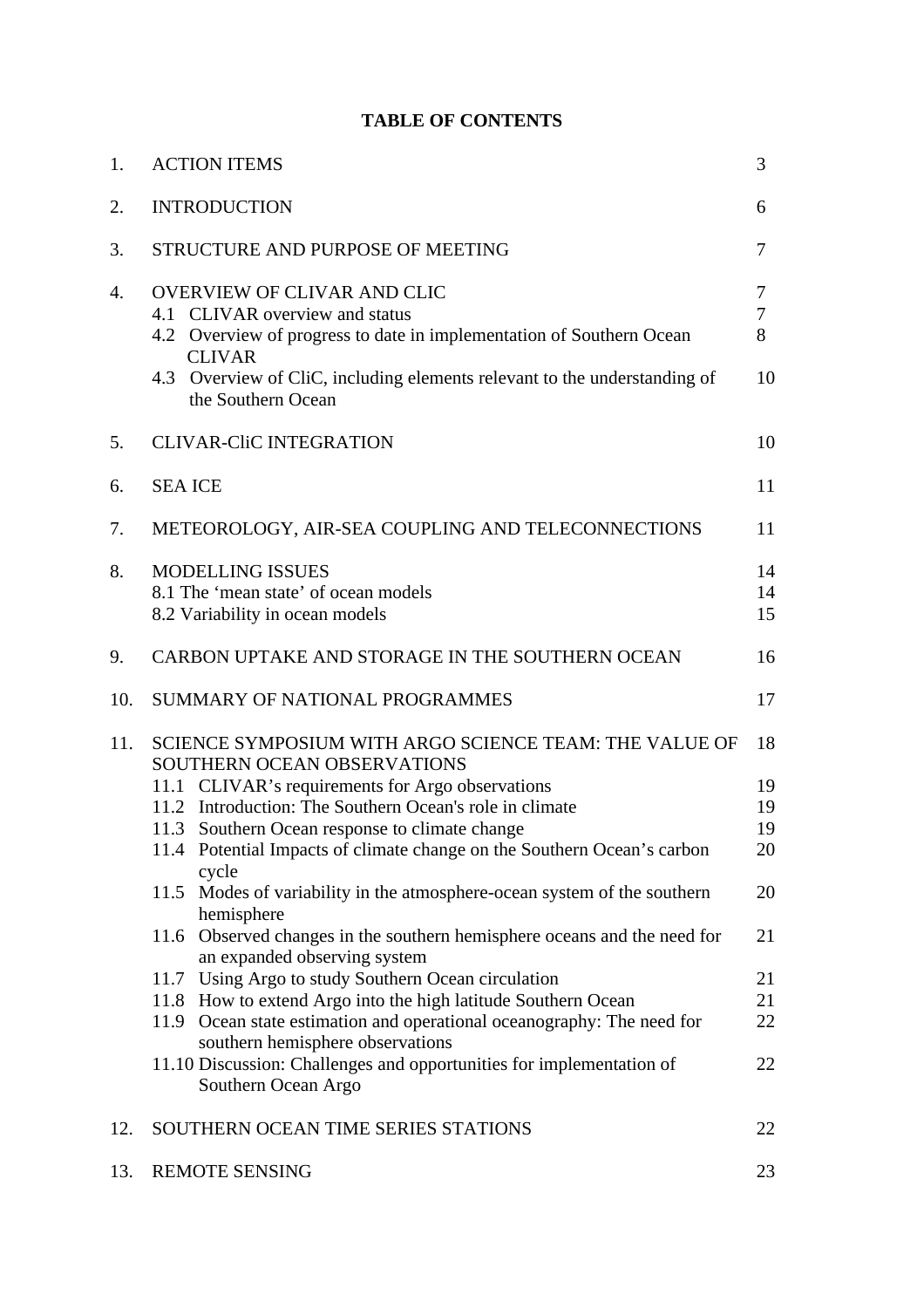**TABLE OF CONTENTS**

| | | |
|---|---|---|
| 1. | ACTION ITEMS | 3 |
| 2. | INTRODUCTION | 6 |
| 3. | STRUCTURE AND PURPOSE OF MEETING | 7 |
| 4. | OVERVIEW OF CLIVAR AND CLIC | 7 |
| | 4.1 CLIVAR overview and status | 7 |
| | 4.2 Overview of progress to date in implementation of Southern Ocean CLIVAR | 8 |
| | 4.3 Overview of CliC, including elements relevant to the understanding of the Southern Ocean | 10 |
| 5. | CLIVAR-CliC INTEGRATION | 10 |
| 6. | SEA ICE | 11 |
| 7. | METEOROLOGY, AIR-SEA COUPLING AND TELECONNECTIONS | 11 |
| 8. | MODELLING ISSUES | 14 |
| | 8.1 The 'mean state' of ocean models | 14 |
| | 8.2 Variability in ocean models | 15 |
| 9. | CARBON UPTAKE AND STORAGE IN THE SOUTHERN OCEAN | 16 |
| 10. | SUMMARY OF NATIONAL PROGRAMMES | 17 |
| 11. | SCIENCE SYMPOSIUM WITH ARGO SCIENCE TEAM: THE VALUE OF SOUTHERN OCEAN OBSERVATIONS | 18 |
| | 11.1 CLIVAR's requirements for Argo observations | 19 |
| | 11.2 Introduction: The Southern Ocean's role in climate | 19 |
| | 11.3 Southern Ocean response to climate change | 19 |
| | 11.4 Potential Impacts of climate change on the Southern Ocean's carbon cycle | 20 |
| | 11.5 Modes of variability in the atmosphere-ocean system of the southern hemisphere | 20 |
| | 11.6 Observed changes in the southern hemisphere oceans and the need for an expanded observing system | 21 |
| | 11.7 Using Argo to study Southern Ocean circulation | 21 |
| | 11.8 How to extend Argo into the high latitude Southern Ocean | 21 |
| | 11.9 Ocean state estimation and operational oceanography: The need for southern hemisphere observations | 22 |
| | 11.10 Discussion: Challenges and opportunities for implementation of Southern Ocean Argo | 22 |
| 12. | SOUTHERN OCEAN TIME SERIES STATIONS | 22 |
| 13. | REMOTE SENSING | 23 |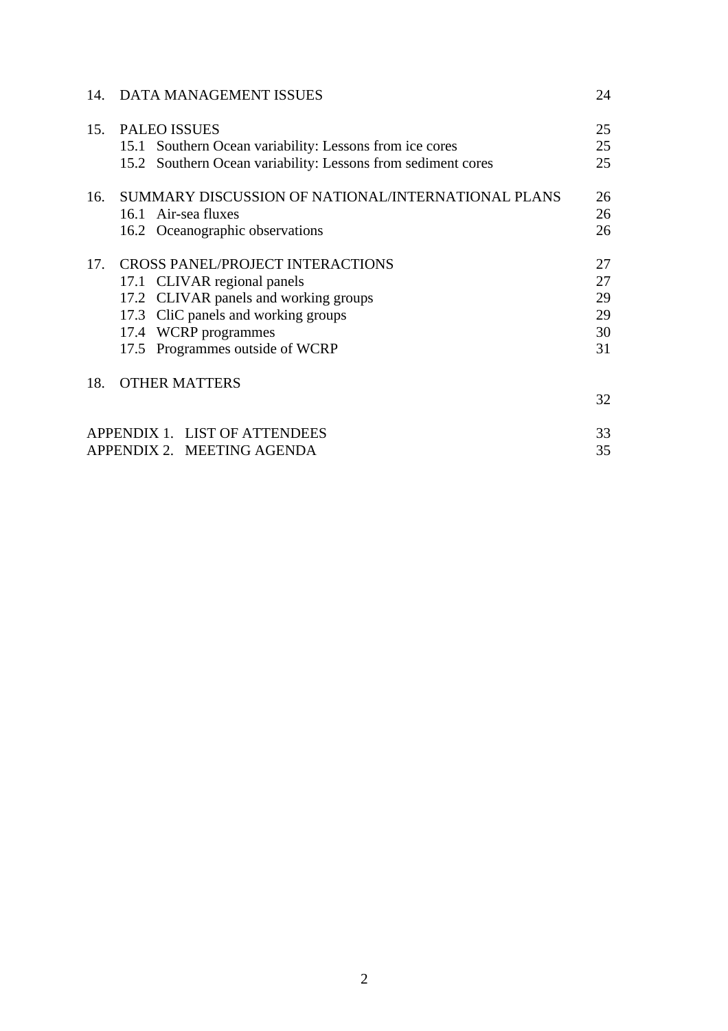| | | |
|---|---|---|
| 14. | DATA MANAGEMENT ISSUES | 24 |
| 15. | PALEO ISSUES | 25 |
| | 15.1 Southern Ocean variability: Lessons from ice cores | 25 |
| | 15.2 Southern Ocean variability: Lessons from sediment cores | 25 |
| 16. | SUMMARY DISCUSSION OF NATIONAL/INTERNATIONAL PLANS | 26 |
| | 16.1 Air-sea fluxes | 26 |
| | 16.2 Oceanographic observations | 26 |
| 17. | CROSS PANEL/PROJECT INTERACTIONS | 27 |
| | 17.1 CLIVAR regional panels | 27 |
| | 17.2 CLIVAR panels and working groups | 29 |
| | 17.3 CliC panels and working groups | 29 |
| | 17.4 WCRP programmes | 30 |
| | 17.5 Programmes outside of WCRP | 31 |
| 18. | OTHER MATTERS | 32 |
| APPENDIX 1. | LIST OF ATTENDEES | 33 |
| APPENDIX 2. | MEETING AGENDA | 35 |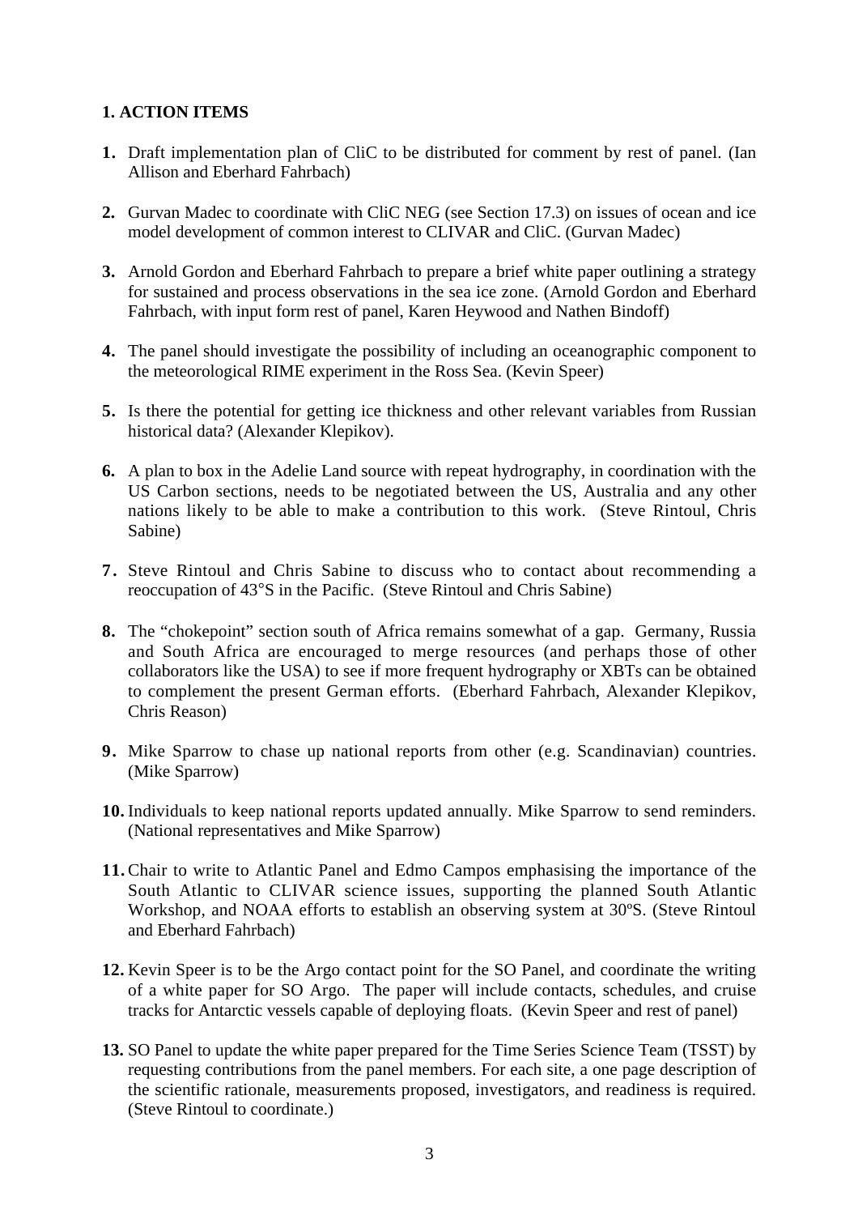## 1. ACTION ITEMS

1. Draft implementation plan of CliC to be distributed for comment by rest of panel. (Ian Allison and Eberhard Fahrbach)

2. Gurvan Madec to coordinate with CliC NEG (see Section 17.3) on issues of ocean and ice model development of common interest to CLIVAR and CliC. (Gurvan Madec)

3. Arnold Gordon and Eberhard Fahrbach to prepare a brief white paper outlining a strategy for sustained and process observations in the sea ice zone. (Arnold Gordon and Eberhard Fahrbach, with input form rest of panel, Karen Heywood and Nathen Bindoff)

4. The panel should investigate the possibility of including an oceanographic component to the meteorological RIME experiment in the Ross Sea. (Kevin Speer)

5. Is there the potential for getting ice thickness and other relevant variables from Russian historical data? (Alexander Klepikov).

6. A plan to box in the Adelie Land source with repeat hydrography, in coordination with the US Carbon sections, needs to be negotiated between the US, Australia and any other nations likely to be able to make a contribution to this work. (Steve Rintoul, Chris Sabine)

7. Steve Rintoul and Chris Sabine to discuss who to contact about recommending a reoccupation of 43°S in the Pacific. (Steve Rintoul and Chris Sabine)

8. The “chokepoint” section south of Africa remains somewhat of a gap. Germany, Russia and South Africa are encouraged to merge resources (and perhaps those of other collaborators like the USA) to see if more frequent hydrography or XBTs can be obtained to complement the present German efforts. (Eberhard Fahrbach, Alexander Klepikov, Chris Reason)

9. Mike Sparrow to chase up national reports from other (e.g. Scandinavian) countries. (Mike Sparrow)

10. Individuals to keep national reports updated annually. Mike Sparrow to send reminders. (National representatives and Mike Sparrow)

11. Chair to write to Atlantic Panel and Edmo Campos emphasising the importance of the South Atlantic to CLIVAR science issues, supporting the planned South Atlantic Workshop, and NOAA efforts to establish an observing system at 30ºS. (Steve Rintoul and Eberhard Fahrbach)

12. Kevin Speer is to be the Argo contact point for the SO Panel, and coordinate the writing of a white paper for SO Argo. The paper will include contacts, schedules, and cruise tracks for Antarctic vessels capable of deploying floats. (Kevin Speer and rest of panel)

13. SO Panel to update the white paper prepared for the Time Series Science Team (TSST) by requesting contributions from the panel members. For each site, a one page description of the scientific rationale, measurements proposed, investigators, and readiness is required. (Steve Rintoul to coordinate.)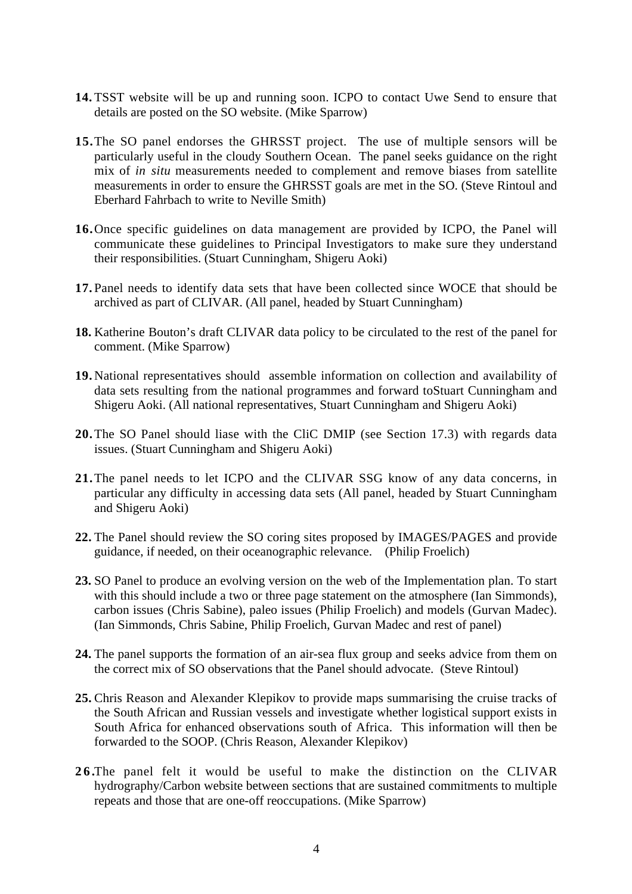**14.** TSST website will be up and running soon. ICPO to contact Uwe Send to ensure that details are posted on the SO website. (Mike Sparrow)

**15.** The SO panel endorses the GHRSST project. The use of multiple sensors will be particularly useful in the cloudy Southern Ocean. The panel seeks guidance on the right mix of *in situ* measurements needed to complement and remove biases from satellite measurements in order to ensure the GHRSST goals are met in the SO. (Steve Rintoul and Eberhard Fahrbach to write to Neville Smith)

**16.** Once specific guidelines on data management are provided by ICPO, the Panel will communicate these guidelines to Principal Investigators to make sure they understand their responsibilities. (Stuart Cunningham, Shigeru Aoki)

**17.** Panel needs to identify data sets that have been collected since WOCE that should be archived as part of CLIVAR. (All panel, headed by Stuart Cunningham)

**18.** Katherine Bouton's draft CLIVAR data policy to be circulated to the rest of the panel for comment. (Mike Sparrow)

**19.** National representatives should assemble information on collection and availability of data sets resulting from the national programmes and forward toStuart Cunningham and Shigeru Aoki. (All national representatives, Stuart Cunningham and Shigeru Aoki)

**20.** The SO Panel should liase with the CliC DMIP (see Section 17.3) with regards data issues. (Stuart Cunningham and Shigeru Aoki)

**21.** The panel needs to let ICPO and the CLIVAR SSG know of any data concerns, in particular any difficulty in accessing data sets (All panel, headed by Stuart Cunningham and Shigeru Aoki)

**22.** The Panel should review the SO coring sites proposed by IMAGES/PAGES and provide guidance, if needed, on their oceanographic relevance. (Philip Froelich)

**23.** SO Panel to produce an evolving version on the web of the Implementation plan. To start with this should include a two or three page statement on the atmosphere (Ian Simmonds), carbon issues (Chris Sabine), paleo issues (Philip Froelich) and models (Gurvan Madec). (Ian Simmonds, Chris Sabine, Philip Froelich, Gurvan Madec and rest of panel)

**24.** The panel supports the formation of an air-sea flux group and seeks advice from them on the correct mix of SO observations that the Panel should advocate. (Steve Rintoul)

**25.** Chris Reason and Alexander Klepikov to provide maps summarising the cruise tracks of the South African and Russian vessels and investigate whether logistical support exists in South Africa for enhanced observations south of Africa. This information will then be forwarded to the SOOP. (Chris Reason, Alexander Klepikov)

**26.** The panel felt it would be useful to make the distinction on the CLIVAR hydrography/Carbon website between sections that are sustained commitments to multiple repeats and those that are one-off reoccupations. (Mike Sparrow)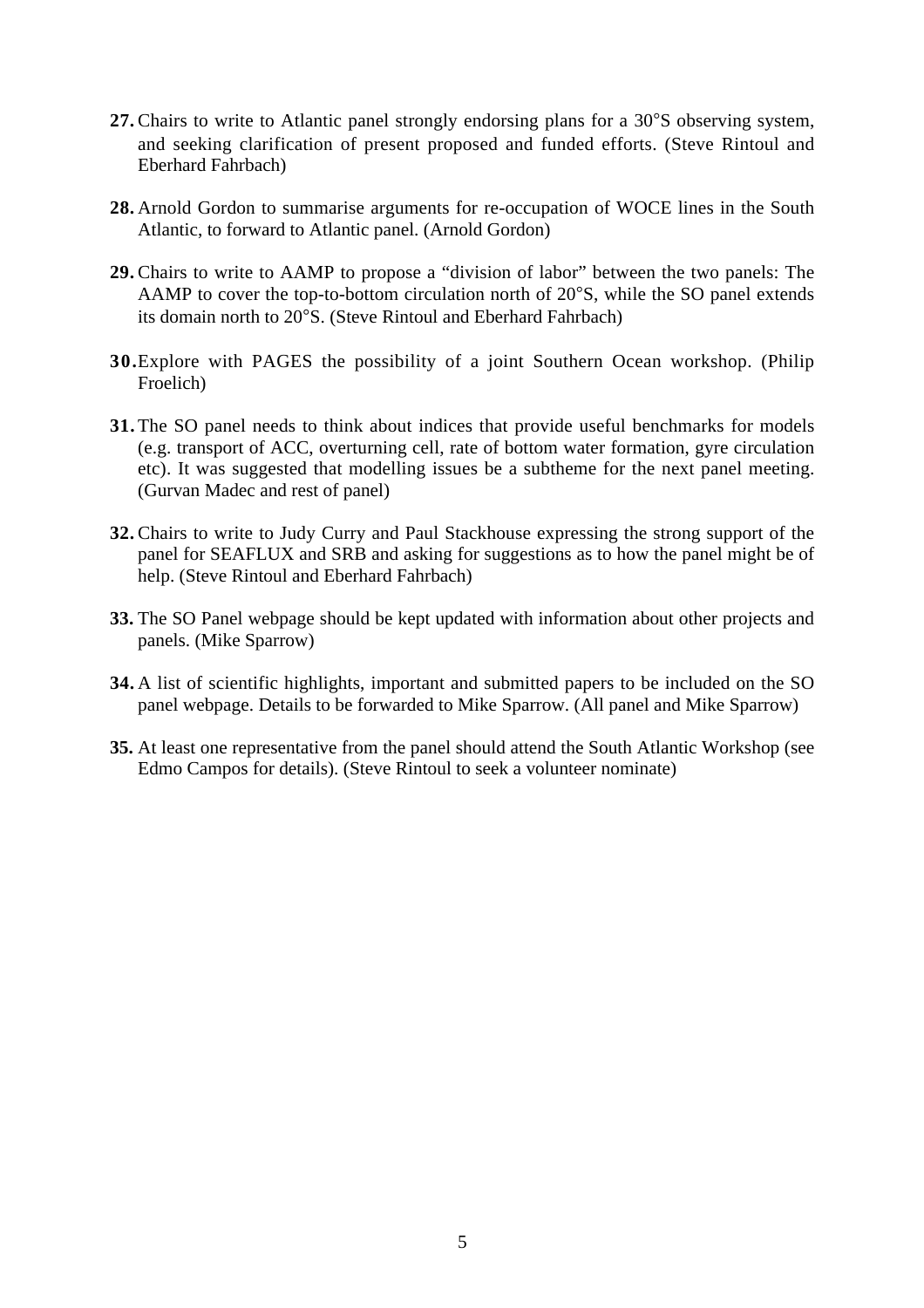**27.** Chairs to write to Atlantic panel strongly endorsing plans for a 30°S observing system, and seeking clarification of present proposed and funded efforts. (Steve Rintoul and Eberhard Fahrbach)

**28.** Arnold Gordon to summarise arguments for re-occupation of WOCE lines in the South Atlantic, to forward to Atlantic panel. (Arnold Gordon)

**29.** Chairs to write to AAMP to propose a "division of labor" between the two panels: The AAMP to cover the top-to-bottom circulation north of 20°S, while the SO panel extends its domain north to 20°S. (Steve Rintoul and Eberhard Fahrbach)

**30.** Explore with PAGES the possibility of a joint Southern Ocean workshop. (Philip Froelich)

**31.** The SO panel needs to think about indices that provide useful benchmarks for models (e.g. transport of ACC, overturning cell, rate of bottom water formation, gyre circulation etc). It was suggested that modelling issues be a subtheme for the next panel meeting. (Gurvan Madec and rest of panel)

**32.** Chairs to write to Judy Curry and Paul Stackhouse expressing the strong support of the panel for SEAFLUX and SRB and asking for suggestions as to how the panel might be of help. (Steve Rintoul and Eberhard Fahrbach)

**33.** The SO Panel webpage should be kept updated with information about other projects and panels. (Mike Sparrow)

**34.** A list of scientific highlights, important and submitted papers to be included on the SO panel webpage. Details to be forwarded to Mike Sparrow. (All panel and Mike Sparrow)

**35.** At least one representative from the panel should attend the South Atlantic Workshop (see Edmo Campos for details). (Steve Rintoul to seek a volunteer nominate)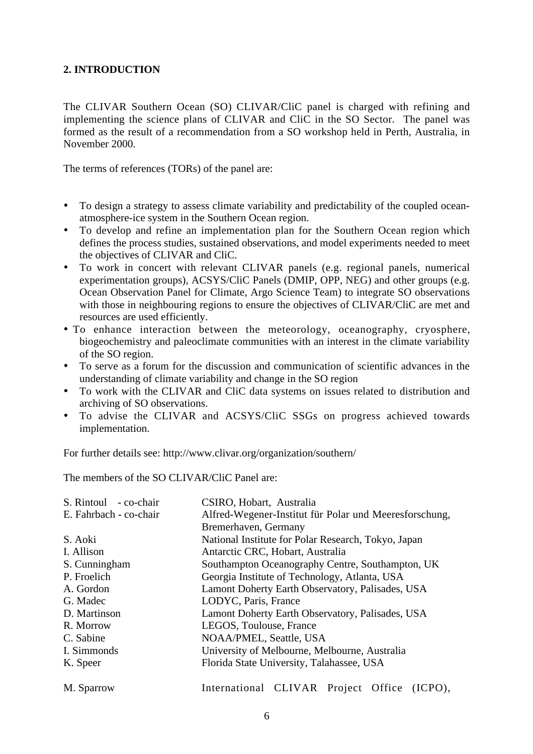## 2. INTRODUCTION

The CLIVAR Southern Ocean (SO) CLIVAR/CliC panel is charged with refining and implementing the science plans of CLIVAR and CliC in the SO Sector. The panel was formed as the result of a recommendation from a SO workshop held in Perth, Australia, in November 2000.

The terms of references (TORs) of the panel are:

- To design a strategy to assess climate variability and predictability of the coupled ocean-atmosphere-ice system in the Southern Ocean region.
- To develop and refine an implementation plan for the Southern Ocean region which defines the process studies, sustained observations, and model experiments needed to meet the objectives of CLIVAR and CliC.
- To work in concert with relevant CLIVAR panels (e.g. regional panels, numerical experimentation groups), ACSYS/CliC Panels (DMIP, OPP, NEG) and other groups (e.g. Ocean Observation Panel for Climate, Argo Science Team) to integrate SO observations with those in neighbouring regions to ensure the objectives of CLIVAR/CliC are met and resources are used efficiently.
- To enhance interaction between the meteorology, oceanography, cryosphere, biogeochemistry and paleoclimate communities with an interest in the climate variability of the SO region.
- To serve as a forum for the discussion and communication of scientific advances in the understanding of climate variability and change in the SO region
- To work with the CLIVAR and CliC data systems on issues related to distribution and archiving of SO observations.
- To advise the CLIVAR and ACSYS/CliC SSGs on progress achieved towards implementation.

For further details see: http://www.clivar.org/organization/southern/

The members of the SO CLIVAR/CliC Panel are:

| | |
|---|---|
| S. Rintoul - co-chair | CSIRO, Hobart, Australia |
| E. Fahrbach - co-chair | Alfred-Wegener-Institut für Polar und Meeresforschung, Bremerhaven, Germany |
| S. Aoki | National Institute for Polar Research, Tokyo, Japan |
| I. Allison | Antarctic CRC, Hobart, Australia |
| S. Cunningham | Southampton Oceanography Centre, Southampton, UK |
| P. Froelich | Georgia Institute of Technology, Atlanta, USA |
| A. Gordon | Lamont Doherty Earth Observatory, Palisades, USA |
| G. Madec | LODYC, Paris, France |
| D. Martinson | Lamont Doherty Earth Observatory, Palisades, USA |
| R. Morrow | LEGOS, Toulouse, France |
| C. Sabine | NOAA/PMEL, Seattle, USA |
| I. Simmonds | University of Melbourne, Melbourne, Australia |
| K. Speer | Florida State University, Talahassee, USA |
| M. Sparrow | International CLIVAR Project Office (ICPO), |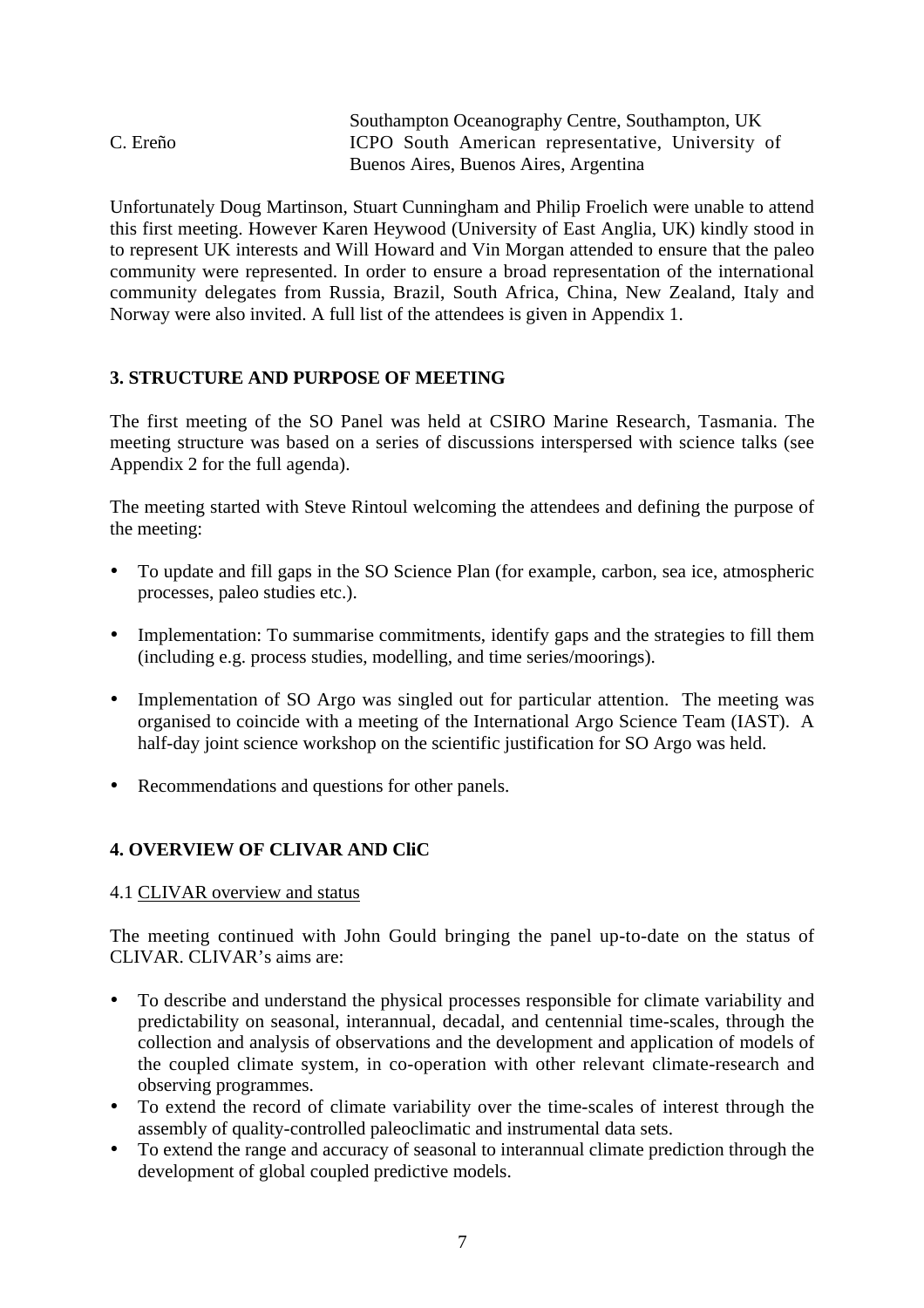| | |
|---|---|
| | Southampton Oceanography Centre, Southampton, UK |
| C. Ereño | ICPO South American representative, University of Buenos Aires, Buenos Aires, Argentina |

Unfortunately Doug Martinson, Stuart Cunningham and Philip Froelich were unable to attend this first meeting. However Karen Heywood (University of East Anglia, UK) kindly stood in to represent UK interests and Will Howard and Vin Morgan attended to ensure that the paleo community were represented. In order to ensure a broad representation of the international community delegates from Russia, Brazil, South Africa, China, New Zealand, Italy and Norway were also invited. A full list of the attendees is given in Appendix 1.

## 3. STRUCTURE AND PURPOSE OF MEETING

The first meeting of the SO Panel was held at CSIRO Marine Research, Tasmania. The meeting structure was based on a series of discussions interspersed with science talks (see Appendix 2 for the full agenda).

The meeting started with Steve Rintoul welcoming the attendees and defining the purpose of the meeting:

- To update and fill gaps in the SO Science Plan (for example, carbon, sea ice, atmospheric processes, paleo studies etc.).
- Implementation: To summarise commitments, identify gaps and the strategies to fill them (including e.g. process studies, modelling, and time series/moorings).
- Implementation of SO Argo was singled out for particular attention. The meeting was organised to coincide with a meeting of the International Argo Science Team (IAST). A half-day joint science workshop on the scientific justification for SO Argo was held.
- Recommendations and questions for other panels.

## 4. OVERVIEW OF CLIVAR AND CliC

### 4.1 CLIVAR overview and status

The meeting continued with John Gould bringing the panel up-to-date on the status of CLIVAR. CLIVAR's aims are:

- To describe and understand the physical processes responsible for climate variability and predictability on seasonal, interannual, decadal, and centennial time-scales, through the collection and analysis of observations and the development and application of models of the coupled climate system, in co-operation with other relevant climate-research and observing programmes.
- To extend the record of climate variability over the time-scales of interest through the assembly of quality-controlled paleoclimatic and instrumental data sets.
- To extend the range and accuracy of seasonal to interannual climate prediction through the development of global coupled predictive models.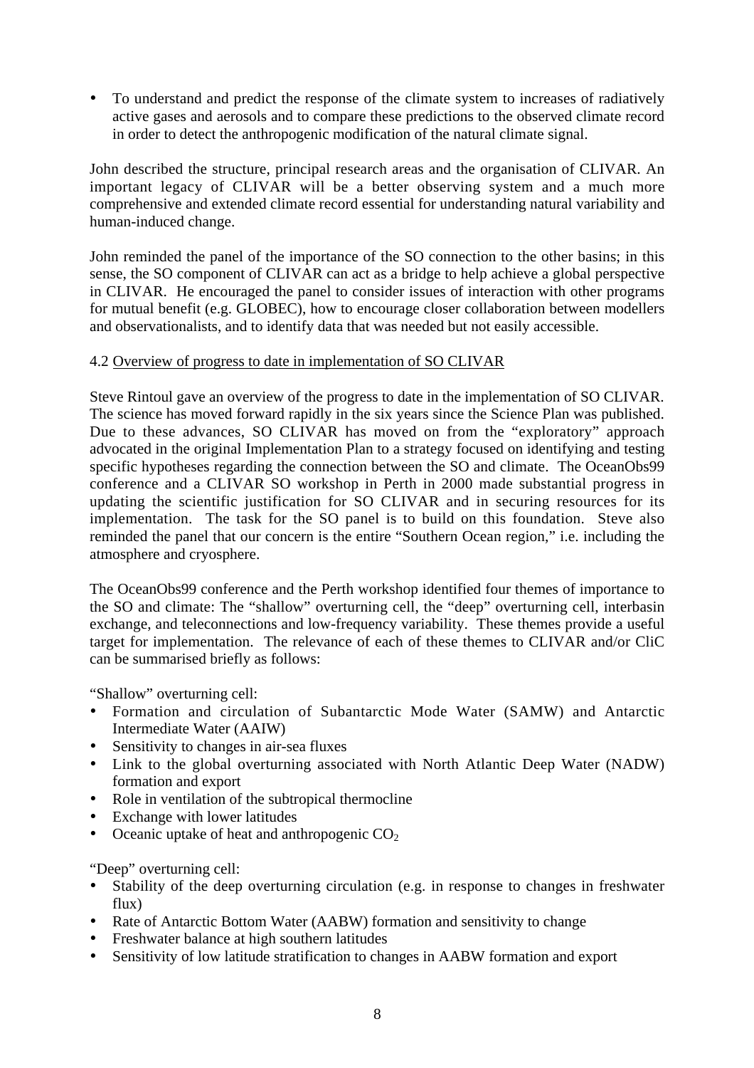- To understand and predict the response of the climate system to increases of radiatively active gases and aerosols and to compare these predictions to the observed climate record in order to detect the anthropogenic modification of the natural climate signal.

John described the structure, principal research areas and the organisation of CLIVAR. An important legacy of CLIVAR will be a better observing system and a much more comprehensive and extended climate record essential for understanding natural variability and human-induced change.

John reminded the panel of the importance of the SO connection to the other basins; in this sense, the SO component of CLIVAR can act as a bridge to help achieve a global perspective in CLIVAR. He encouraged the panel to consider issues of interaction with other programs for mutual benefit (e.g. GLOBEC), how to encourage closer collaboration between modellers and observationalists, and to identify data that was needed but not easily accessible.

4.2 Overview of progress to date in implementation of SO CLIVAR

Steve Rintoul gave an overview of the progress to date in the implementation of SO CLIVAR. The science has moved forward rapidly in the six years since the Science Plan was published. Due to these advances, SO CLIVAR has moved on from the "exploratory" approach advocated in the original Implementation Plan to a strategy focused on identifying and testing specific hypotheses regarding the connection between the SO and climate. The OceanObs99 conference and a CLIVAR SO workshop in Perth in 2000 made substantial progress in updating the scientific justification for SO CLIVAR and in securing resources for its implementation. The task for the SO panel is to build on this foundation. Steve also reminded the panel that our concern is the entire "Southern Ocean region," i.e. including the atmosphere and cryosphere.

The OceanObs99 conference and the Perth workshop identified four themes of importance to the SO and climate: The "shallow" overturning cell, the "deep" overturning cell, interbasin exchange, and teleconnections and low-frequency variability. These themes provide a useful target for implementation. The relevance of each of these themes to CLIVAR and/or CliC can be summarised briefly as follows:

"Shallow" overturning cell:

- Formation and circulation of Subantarctic Mode Water (SAMW) and Antarctic Intermediate Water (AAIW)
- Sensitivity to changes in air-sea fluxes
- Link to the global overturning associated with North Atlantic Deep Water (NADW) formation and export
- Role in ventilation of the subtropical thermocline
- Exchange with lower latitudes
- Oceanic uptake of heat and anthropogenic $CO_2$

"Deep" overturning cell:

- Stability of the deep overturning circulation (e.g. in response to changes in freshwater flux)
- Rate of Antarctic Bottom Water (AABW) formation and sensitivity to change
- Freshwater balance at high southern latitudes
- Sensitivity of low latitude stratification to changes in AABW formation and export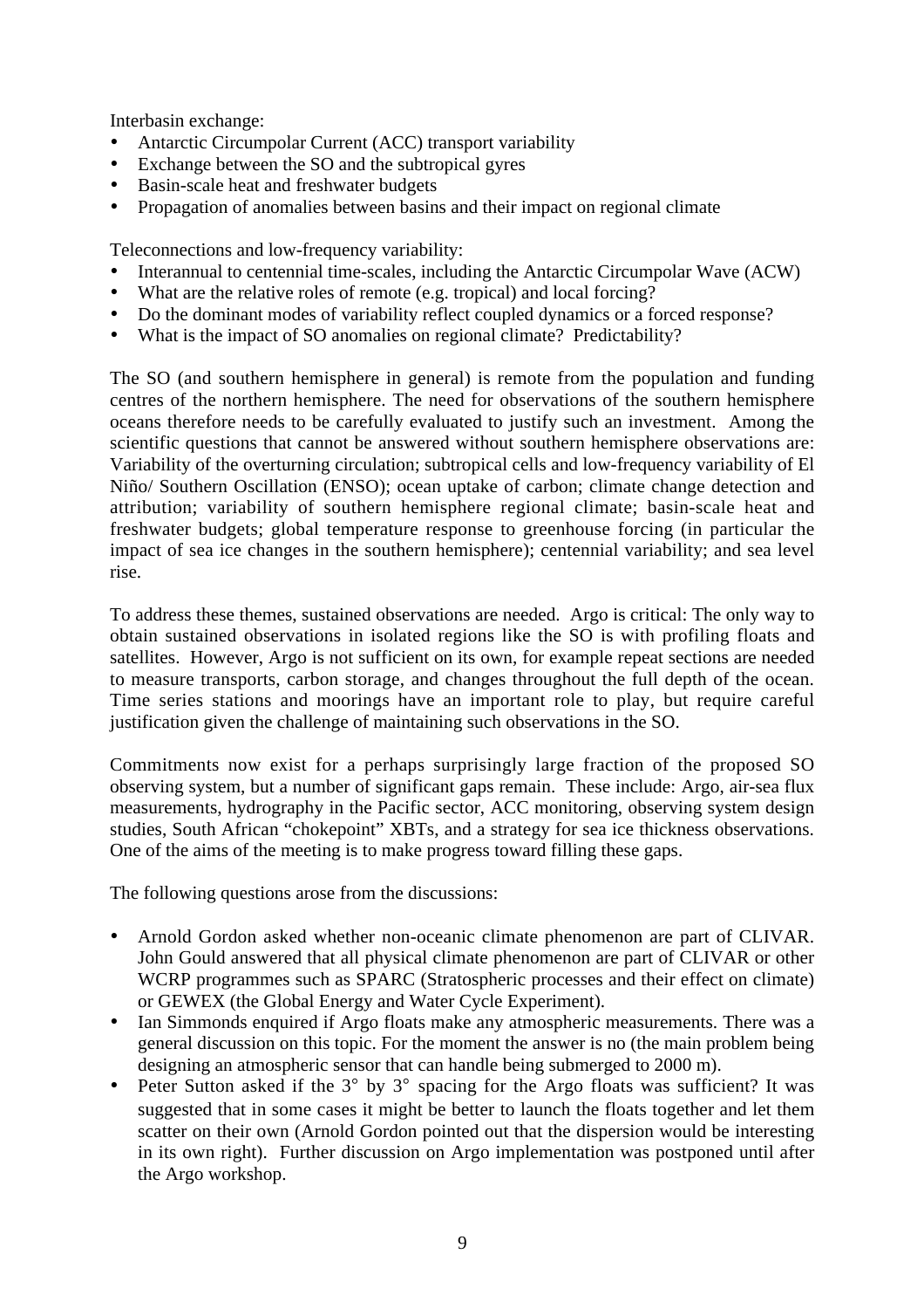Interbasin exchange:

- Antarctic Circumpolar Current (ACC) transport variability
- Exchange between the SO and the subtropical gyres
- Basin-scale heat and freshwater budgets
- Propagation of anomalies between basins and their impact on regional climate

Teleconnections and low-frequency variability:

- Interannual to centennial time-scales, including the Antarctic Circumpolar Wave (ACW)
- What are the relative roles of remote (e.g. tropical) and local forcing?
- Do the dominant modes of variability reflect coupled dynamics or a forced response?
- What is the impact of SO anomalies on regional climate? Predictability?

The SO (and southern hemisphere in general) is remote from the population and funding centres of the northern hemisphere. The need for observations of the southern hemisphere oceans therefore needs to be carefully evaluated to justify such an investment. Among the scientific questions that cannot be answered without southern hemisphere observations are: Variability of the overturning circulation; subtropical cells and low-frequency variability of El Niño/ Southern Oscillation (ENSO); ocean uptake of carbon; climate change detection and attribution; variability of southern hemisphere regional climate; basin-scale heat and freshwater budgets; global temperature response to greenhouse forcing (in particular the impact of sea ice changes in the southern hemisphere); centennial variability; and sea level rise.

To address these themes, sustained observations are needed. Argo is critical: The only way to obtain sustained observations in isolated regions like the SO is with profiling floats and satellites. However, Argo is not sufficient on its own, for example repeat sections are needed to measure transports, carbon storage, and changes throughout the full depth of the ocean. Time series stations and moorings have an important role to play, but require careful justification given the challenge of maintaining such observations in the SO.

Commitments now exist for a perhaps surprisingly large fraction of the proposed SO observing system, but a number of significant gaps remain. These include: Argo, air-sea flux measurements, hydrography in the Pacific sector, ACC monitoring, observing system design studies, South African "chokepoint" XBTs, and a strategy for sea ice thickness observations. One of the aims of the meeting is to make progress toward filling these gaps.

The following questions arose from the discussions:

- Arnold Gordon asked whether non-oceanic climate phenomenon are part of CLIVAR. John Gould answered that all physical climate phenomenon are part of CLIVAR or other WCRP programmes such as SPARC (Stratospheric processes and their effect on climate) or GEWEX (the Global Energy and Water Cycle Experiment).
- Ian Simmonds enquired if Argo floats make any atmospheric measurements. There was a general discussion on this topic. For the moment the answer is no (the main problem being designing an atmospheric sensor that can handle being submerged to 2000 m).
- Peter Sutton asked if the 3° by 3° spacing for the Argo floats was sufficient? It was suggested that in some cases it might be better to launch the floats together and let them scatter on their own (Arnold Gordon pointed out that the dispersion would be interesting in its own right). Further discussion on Argo implementation was postponed until after the Argo workshop.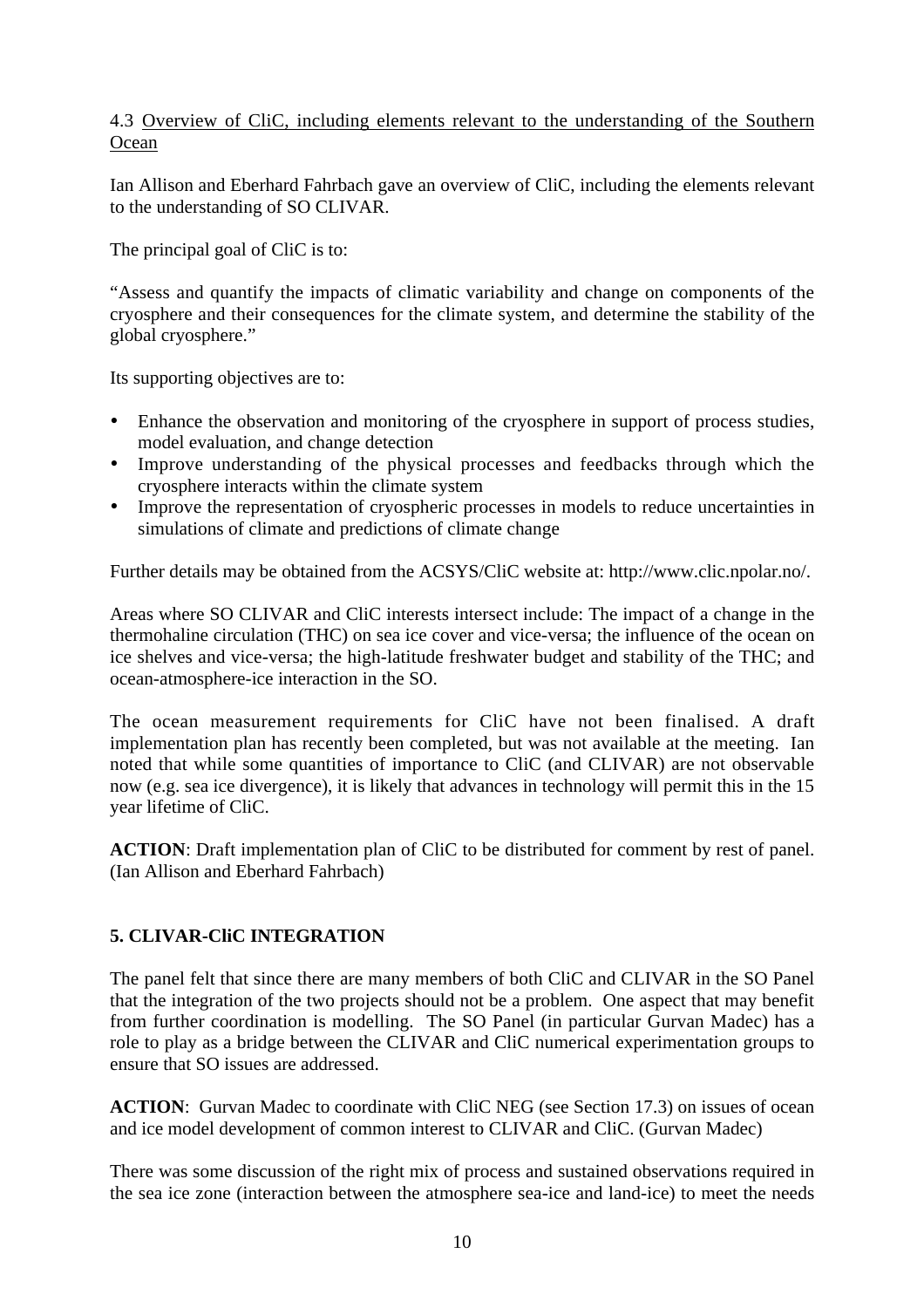4.3 Overview of CliC, including elements relevant to the understanding of the Southern Ocean

Ian Allison and Eberhard Fahrbach gave an overview of CliC, including the elements relevant to the understanding of SO CLIVAR.

The principal goal of CliC is to:

"Assess and quantify the impacts of climatic variability and change on components of the cryosphere and their consequences for the climate system, and determine the stability of the global cryosphere."

Its supporting objectives are to:

- Enhance the observation and monitoring of the cryosphere in support of process studies, model evaluation, and change detection
- Improve understanding of the physical processes and feedbacks through which the cryosphere interacts within the climate system
- Improve the representation of cryospheric processes in models to reduce uncertainties in simulations of climate and predictions of climate change

Further details may be obtained from the ACSYS/CliC website at: http://www.clic.npolar.no/.

Areas where SO CLIVAR and CliC interests intersect include: The impact of a change in the thermohaline circulation (THC) on sea ice cover and vice-versa; the influence of the ocean on ice shelves and vice-versa; the high-latitude freshwater budget and stability of the THC; and ocean-atmosphere-ice interaction in the SO.

The ocean measurement requirements for CliC have not been finalised. A draft implementation plan has recently been completed, but was not available at the meeting. Ian noted that while some quantities of importance to CliC (and CLIVAR) are not observable now (e.g. sea ice divergence), it is likely that advances in technology will permit this in the 15 year lifetime of CliC.

**ACTION**: Draft implementation plan of CliC to be distributed for comment by rest of panel. (Ian Allison and Eberhard Fahrbach)

## 5. CLIVAR-CliC INTEGRATION

The panel felt that since there are many members of both CliC and CLIVAR in the SO Panel that the integration of the two projects should not be a problem. One aspect that may benefit from further coordination is modelling. The SO Panel (in particular Gurvan Madec) has a role to play as a bridge between the CLIVAR and CliC numerical experimentation groups to ensure that SO issues are addressed.

**ACTION**: Gurvan Madec to coordinate with CliC NEG (see Section 17.3) on issues of ocean and ice model development of common interest to CLIVAR and CliC. (Gurvan Madec)

There was some discussion of the right mix of process and sustained observations required in the sea ice zone (interaction between the atmosphere sea-ice and land-ice) to meet the needs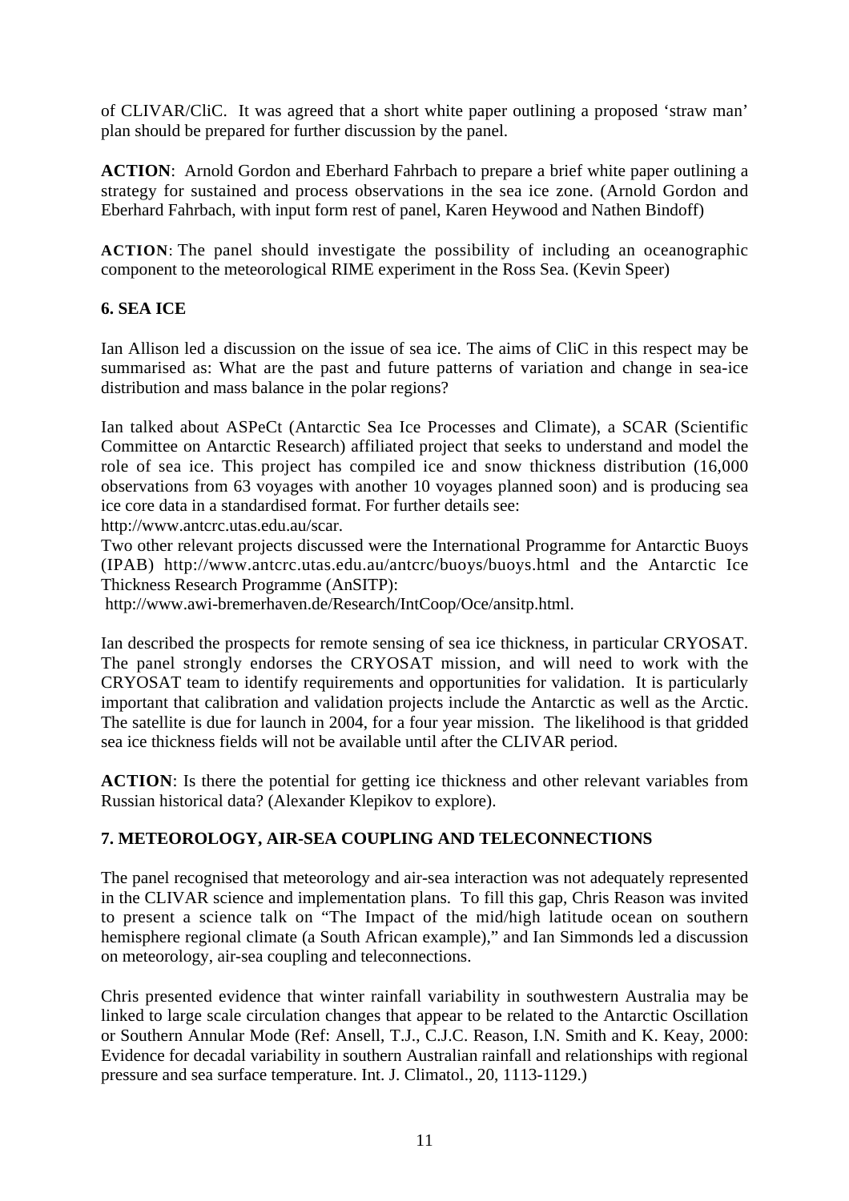of CLIVAR/CliC. It was agreed that a short white paper outlining a proposed 'straw man' plan should be prepared for further discussion by the panel.

**ACTION**: Arnold Gordon and Eberhard Fahrbach to prepare a brief white paper outlining a strategy for sustained and process observations in the sea ice zone. (Arnold Gordon and Eberhard Fahrbach, with input form rest of panel, Karen Heywood and Nathen Bindoff)

**ACTION**: The panel should investigate the possibility of including an oceanographic component to the meteorological RIME experiment in the Ross Sea. (Kevin Speer)

## 6. SEA ICE

Ian Allison led a discussion on the issue of sea ice. The aims of CliC in this respect may be summarised as: What are the past and future patterns of variation and change in sea-ice distribution and mass balance in the polar regions?

Ian talked about ASPeCt (Antarctic Sea Ice Processes and Climate), a SCAR (Scientific Committee on Antarctic Research) affiliated project that seeks to understand and model the role of sea ice. This project has compiled ice and snow thickness distribution (16,000 observations from 63 voyages with another 10 voyages planned soon) and is producing sea ice core data in a standardised format. For further details see:
http://www.antcrc.utas.edu.au/scar.

Two other relevant projects discussed were the International Programme for Antarctic Buoys (IPAB) http://www.antcrc.utas.edu.au/antcrc/buoys/buoys.html and the Antarctic Ice Thickness Research Programme (AnSITP):
http://www.awi-bremerhaven.de/Research/IntCoop/Oce/ansitp.html.

Ian described the prospects for remote sensing of sea ice thickness, in particular CRYOSAT. The panel strongly endorses the CRYOSAT mission, and will need to work with the CRYOSAT team to identify requirements and opportunities for validation. It is particularly important that calibration and validation projects include the Antarctic as well as the Arctic. The satellite is due for launch in 2004, for a four year mission. The likelihood is that gridded sea ice thickness fields will not be available until after the CLIVAR period.

**ACTION**: Is there the potential for getting ice thickness and other relevant variables from Russian historical data? (Alexander Klepikov to explore).

## 7. METEOROLOGY, AIR-SEA COUPLING AND TELECONNECTIONS

The panel recognised that meteorology and air-sea interaction was not adequately represented in the CLIVAR science and implementation plans. To fill this gap, Chris Reason was invited to present a science talk on "The Impact of the mid/high latitude ocean on southern hemisphere regional climate (a South African example)," and Ian Simmonds led a discussion on meteorology, air-sea coupling and teleconnections.

Chris presented evidence that winter rainfall variability in southwestern Australia may be linked to large scale circulation changes that appear to be related to the Antarctic Oscillation or Southern Annular Mode (Ref: Ansell, T.J., C.J.C. Reason, I.N. Smith and K. Keay, 2000: Evidence for decadal variability in southern Australian rainfall and relationships with regional pressure and sea surface temperature. Int. J. Climatol., 20, 1113-1129.)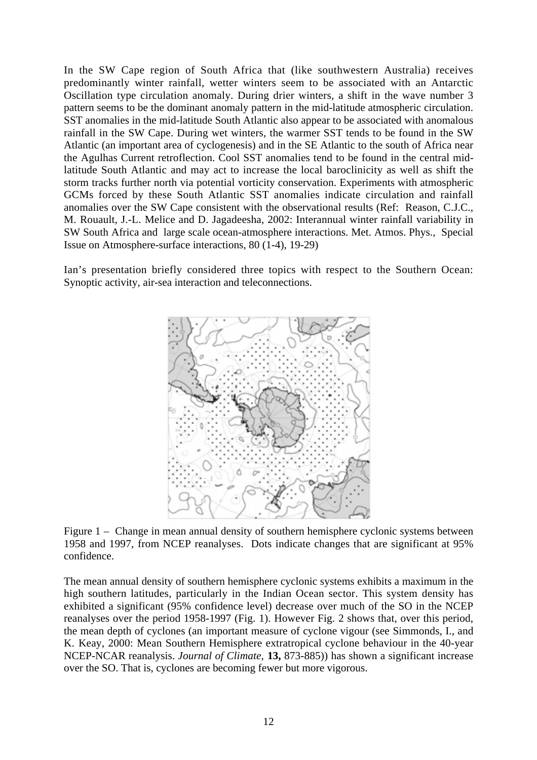In the SW Cape region of South Africa that (like southwestern Australia) receives predominantly winter rainfall, wetter winters seem to be associated with an Antarctic Oscillation type circulation anomaly. During drier winters, a shift in the wave number 3 pattern seems to be the dominant anomaly pattern in the mid-latitude atmospheric circulation. SST anomalies in the mid-latitude South Atlantic also appear to be associated with anomalous rainfall in the SW Cape. During wet winters, the warmer SST tends to be found in the SW Atlantic (an important area of cyclogenesis) and in the SE Atlantic to the south of Africa near the Agulhas Current retroflection. Cool SST anomalies tend to be found in the central mid-latitude South Atlantic and may act to increase the local baroclinicity as well as shift the storm tracks further north via potential vorticity conservation. Experiments with atmospheric GCMs forced by these South Atlantic SST anomalies indicate circulation and rainfall anomalies over the SW Cape consistent with the observational results (Ref: Reason, C.J.C., M. Rouault, J.-L. Melice and D. Jagadeesha, 2002: Interannual winter rainfall variability in SW South Africa and large scale ocean-atmosphere interactions. Met. Atmos. Phys., Special Issue on Atmosphere-surface interactions, 80 (1-4), 19-29)

Ian's presentation briefly considered three topics with respect to the Southern Ocean: Synoptic activity, air-sea interaction and teleconnections.

Figure 1 – Change in mean annual density of southern hemisphere cyclonic systems between 1958 and 1997, from NCEP reanalyses. Dots indicate changes that are significant at 95% confidence.

The mean annual density of southern hemisphere cyclonic systems exhibits a maximum in the high southern latitudes, particularly in the Indian Ocean sector. This system density has exhibited a significant (95% confidence level) decrease over much of the SO in the NCEP reanalyses over the period 1958-1997 (Fig. 1). However Fig. 2 shows that, over this period, the mean depth of cyclones (an important measure of cyclone vigour (see Simmonds, I., and K. Keay, 2000: Mean Southern Hemisphere extratropical cyclone behaviour in the 40-year NCEP-NCAR reanalysis. *Journal of Climate,* **13,** 873-885)) has shown a significant increase over the SO. That is, cyclones are becoming fewer but more vigorous.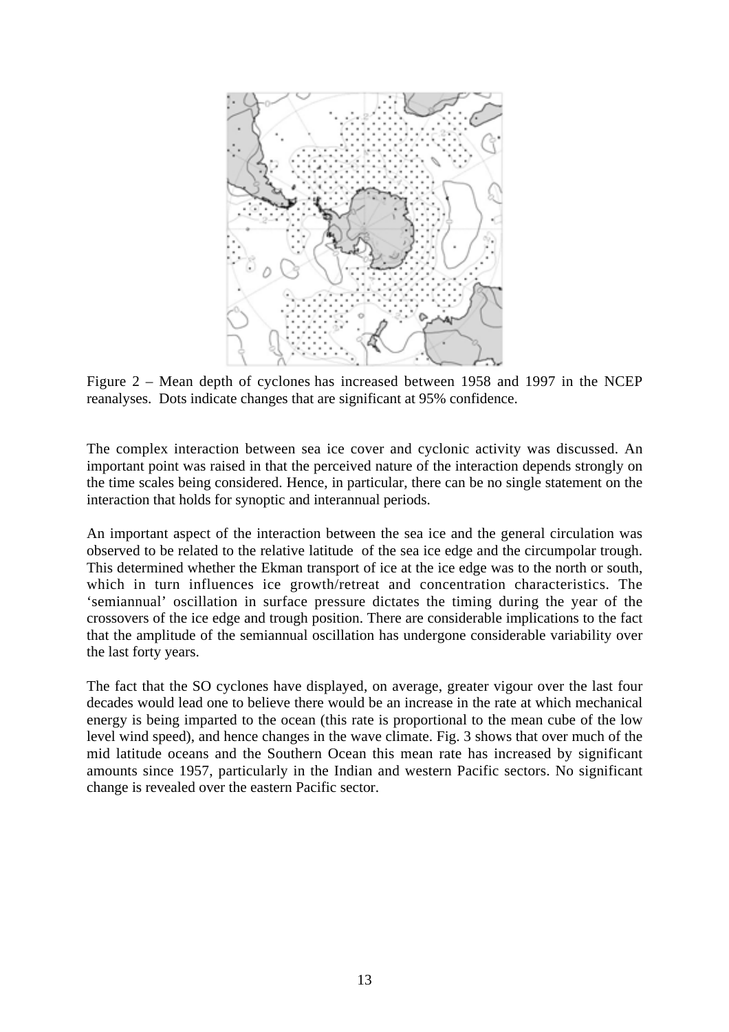Figure 2 – Mean depth of cyclones has increased between 1958 and 1997 in the NCEP reanalyses. Dots indicate changes that are significant at 95% confidence.

The complex interaction between sea ice cover and cyclonic activity was discussed. An important point was raised in that the perceived nature of the interaction depends strongly on the time scales being considered. Hence, in particular, there can be no single statement on the interaction that holds for synoptic and interannual periods.

An important aspect of the interaction between the sea ice and the general circulation was observed to be related to the relative latitude of the sea ice edge and the circumpolar trough. This determined whether the Ekman transport of ice at the ice edge was to the north or south, which in turn influences ice growth/retreat and concentration characteristics. The 'semiannual' oscillation in surface pressure dictates the timing during the year of the crossovers of the ice edge and trough position. There are considerable implications to the fact that the amplitude of the semiannual oscillation has undergone considerable variability over the last forty years.

The fact that the SO cyclones have displayed, on average, greater vigour over the last four decades would lead one to believe there would be an increase in the rate at which mechanical energy is being imparted to the ocean (this rate is proportional to the mean cube of the low level wind speed), and hence changes in the wave climate. Fig. 3 shows that over much of the mid latitude oceans and the Southern Ocean this mean rate has increased by significant amounts since 1957, particularly in the Indian and western Pacific sectors. No significant change is revealed over the eastern Pacific sector.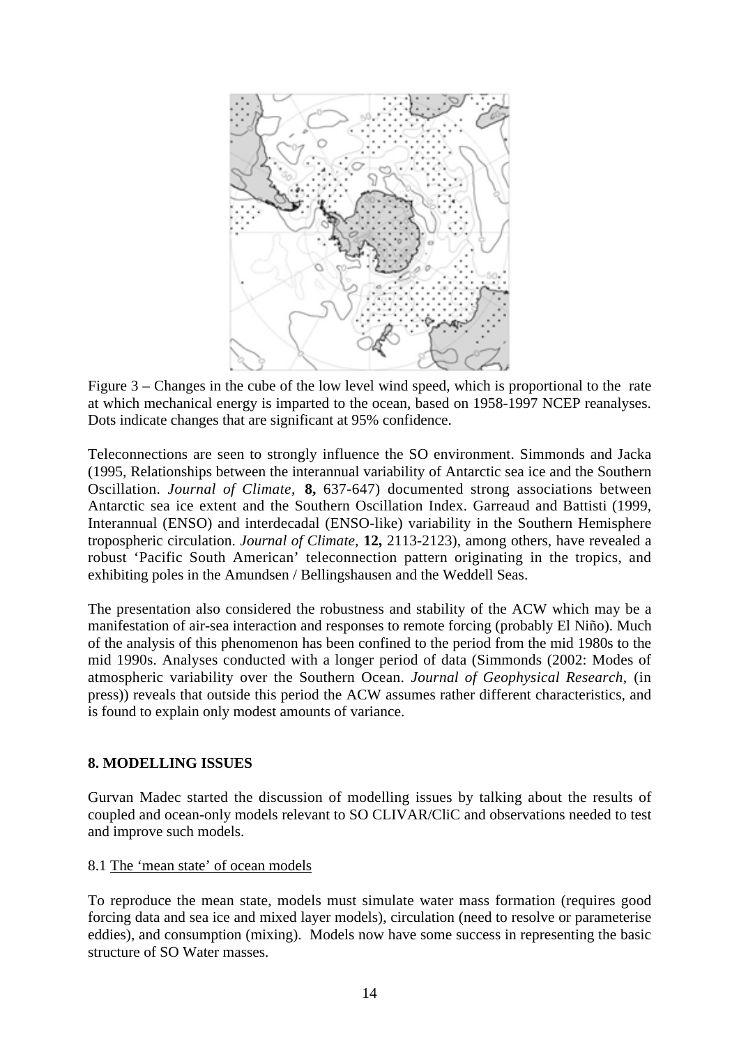Figure 3 – Changes in the cube of the low level wind speed, which is proportional to the rate at which mechanical energy is imparted to the ocean, based on 1958-1997 NCEP reanalyses. Dots indicate changes that are significant at 95% confidence.

Teleconnections are seen to strongly influence the SO environment. Simmonds and Jacka (1995, Relationships between the interannual variability of Antarctic sea ice and the Southern Oscillation. *Journal of Climate*, **8,** 637-647) documented strong associations between Antarctic sea ice extent and the Southern Oscillation Index. Garreaud and Battisti (1999, Interannual (ENSO) and interdecadal (ENSO-like) variability in the Southern Hemisphere tropospheric circulation. *Journal of Climate*, **12,** 2113-2123), among others, have revealed a robust 'Pacific South American' teleconnection pattern originating in the tropics, and exhibiting poles in the Amundsen / Bellingshausen and the Weddell Seas.

The presentation also considered the robustness and stability of the ACW which may be a manifestation of air-sea interaction and responses to remote forcing (probably El Niño). Much of the analysis of this phenomenon has been confined to the period from the mid 1980s to the mid 1990s. Analyses conducted with a longer period of data (Simmonds (2002: Modes of atmospheric variability over the Southern Ocean. *Journal of Geophysical Research*, (in press)) reveals that outside this period the ACW assumes rather different characteristics, and is found to explain only modest amounts of variance.

## 8. MODELLING ISSUES

Gurvan Madec started the discussion of modelling issues by talking about the results of coupled and ocean-only models relevant to SO CLIVAR/CliC and observations needed to test and improve such models.

### 8.1 The 'mean state' of ocean models

To reproduce the mean state, models must simulate water mass formation (requires good forcing data and sea ice and mixed layer models), circulation (need to resolve or parameterise eddies), and consumption (mixing). Models now have some success in representing the basic structure of SO Water masses.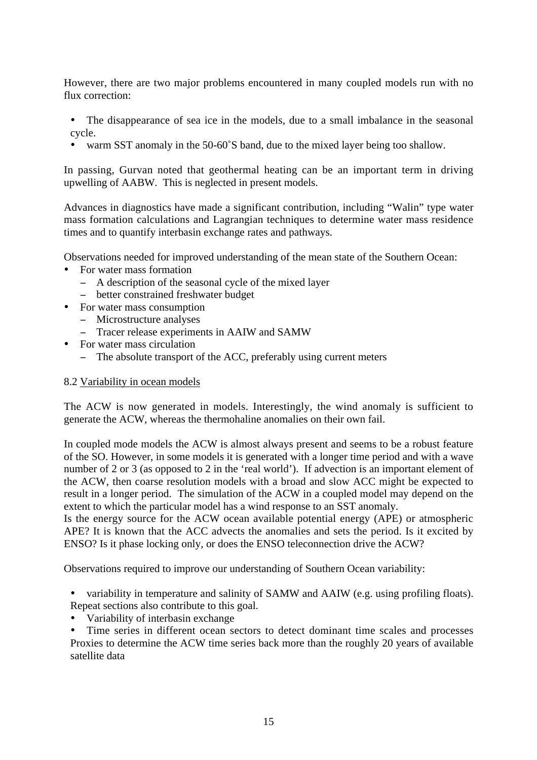However, there are two major problems encountered in many coupled models run with no flux correction:

- The disappearance of sea ice in the models, due to a small imbalance in the seasonal cycle.
- warm SST anomaly in the 50-60˚S band, due to the mixed layer being too shallow.

In passing, Gurvan noted that geothermal heating can be an important term in driving upwelling of AABW. This is neglected in present models.

Advances in diagnostics have made a significant contribution, including “Walin” type water mass formation calculations and Lagrangian techniques to determine water mass residence times and to quantify interbasin exchange rates and pathways.

Observations needed for improved understanding of the mean state of the Southern Ocean:

- For water mass formation
  - A description of the seasonal cycle of the mixed layer
  - better constrained freshwater budget
- For water mass consumption
  - Microstructure analyses
  - Tracer release experiments in AAIW and SAMW
- For water mass circulation
  - The absolute transport of the ACC, preferably using current meters

8.2 <u>Variability in ocean models</u>

The ACW is now generated in models. Interestingly, the wind anomaly is sufficient to generate the ACW, whereas the thermohaline anomalies on their own fail.

In coupled mode models the ACW is almost always present and seems to be a robust feature of the SO. However, in some models it is generated with a longer time period and with a wave number of 2 or 3 (as opposed to 2 in the ‘real world’). If advection is an important element of the ACW, then coarse resolution models with a broad and slow ACC might be expected to result in a longer period. The simulation of the ACW in a coupled model may depend on the extent to which the particular model has a wind response to an SST anomaly.
Is the energy source for the ACW ocean available potential energy (APE) or atmospheric APE? It is known that the ACC advects the anomalies and sets the period. Is it excited by ENSO? Is it phase locking only, or does the ENSO teleconnection drive the ACW?

Observations required to improve our understanding of Southern Ocean variability:

- variability in temperature and salinity of SAMW and AAIW (e.g. using profiling floats). Repeat sections also contribute to this goal.
- Variability of interbasin exchange
- Time series in different ocean sectors to detect dominant time scales and processes Proxies to determine the ACW time series back more than the roughly 20 years of available satellite data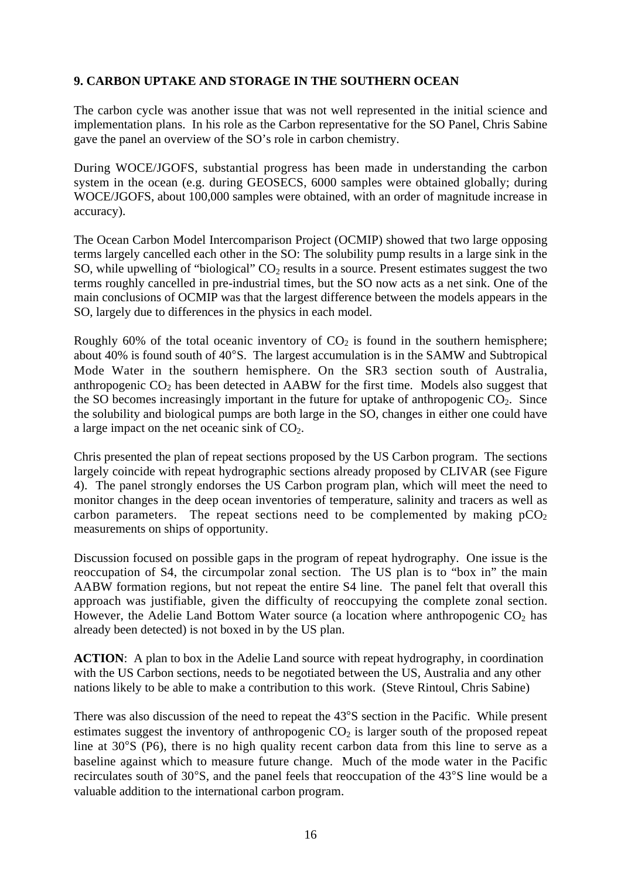## 9. CARBON UPTAKE AND STORAGE IN THE SOUTHERN OCEAN

The carbon cycle was another issue that was not well represented in the initial science and implementation plans. In his role as the Carbon representative for the SO Panel, Chris Sabine gave the panel an overview of the SO's role in carbon chemistry.

During WOCE/JGOFS, substantial progress has been made in understanding the carbon system in the ocean (e.g. during GEOSECS, 6000 samples were obtained globally; during WOCE/JGOFS, about 100,000 samples were obtained, with an order of magnitude increase in accuracy).

The Ocean Carbon Model Intercomparison Project (OCMIP) showed that two large opposing terms largely cancelled each other in the SO: The solubility pump results in a large sink in the SO, while upwelling of "biological" $CO_2$ results in a source. Present estimates suggest the two terms roughly cancelled in pre-industrial times, but the SO now acts as a net sink. One of the main conclusions of OCMIP was that the largest difference between the models appears in the SO, largely due to differences in the physics in each model.

Roughly 60% of the total oceanic inventory of $CO_2$ is found in the southern hemisphere; about 40% is found south of 40°S. The largest accumulation is in the SAMW and Subtropical Mode Water in the southern hemisphere. On the SR3 section south of Australia, anthropogenic $CO_2$ has been detected in AABW for the first time. Models also suggest that the SO becomes increasingly important in the future for uptake of anthropogenic $CO_2$. Since the solubility and biological pumps are both large in the SO, changes in either one could have a large impact on the net oceanic sink of $CO_2$.

Chris presented the plan of repeat sections proposed by the US Carbon program. The sections largely coincide with repeat hydrographic sections already proposed by CLIVAR (see Figure 4). The panel strongly endorses the US Carbon program plan, which will meet the need to monitor changes in the deep ocean inventories of temperature, salinity and tracers as well as carbon parameters. The repeat sections need to be complemented by making $pCO_2$ measurements on ships of opportunity.

Discussion focused on possible gaps in the program of repeat hydrography. One issue is the reoccupation of S4, the circumpolar zonal section. The US plan is to "box in" the main AABW formation regions, but not repeat the entire S4 line. The panel felt that overall this approach was justifiable, given the difficulty of reoccupying the complete zonal section. However, the Adelie Land Bottom Water source (a location where anthropogenic $CO_2$ has already been detected) is not boxed in by the US plan.

**ACTION**: A plan to box in the Adelie Land source with repeat hydrography, in coordination with the US Carbon sections, needs to be negotiated between the US, Australia and any other nations likely to be able to make a contribution to this work. (Steve Rintoul, Chris Sabine)

There was also discussion of the need to repeat the 43°S section in the Pacific. While present estimates suggest the inventory of anthropogenic $CO_2$ is larger south of the proposed repeat line at 30°S (P6), there is no high quality recent carbon data from this line to serve as a baseline against which to measure future change. Much of the mode water in the Pacific recirculates south of 30°S, and the panel feels that reoccupation of the 43°S line would be a valuable addition to the international carbon program.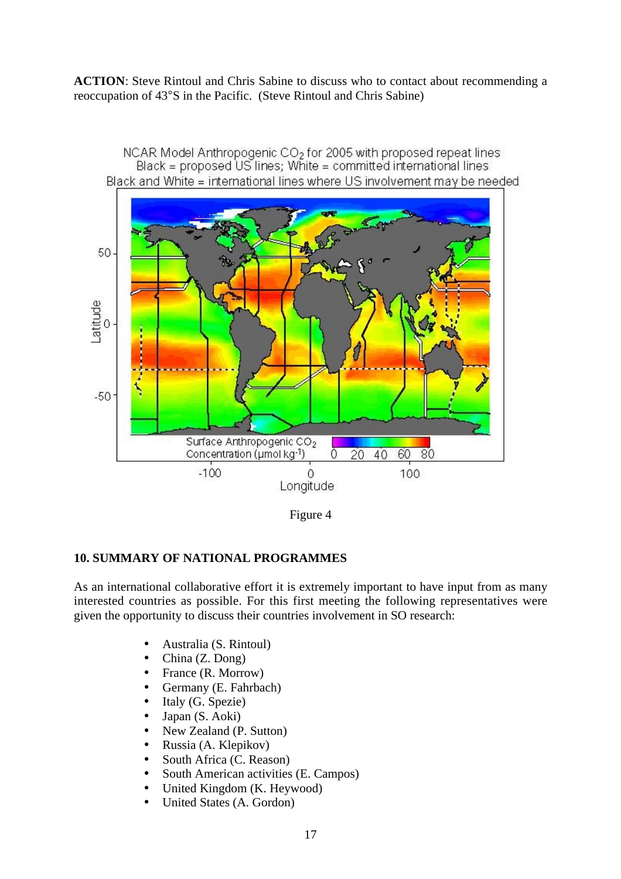**ACTION**: Steve Rintoul and Chris Sabine to discuss who to contact about recommending a reoccupation of 43°S in the Pacific. (Steve Rintoul and Chris Sabine)

Figure 4

## 10. SUMMARY OF NATIONAL PROGRAMMES

As an international collaborative effort it is extremely important to have input from as many interested countries as possible. For this first meeting the following representatives were given the opportunity to discuss their countries involvement in SO research:

- Australia (S. Rintoul)
- China (Z. Dong)
- France (R. Morrow)
- Germany (E. Fahrbach)
- Italy (G. Spezie)
- Japan (S. Aoki)
- New Zealand (P. Sutton)
- Russia (A. Klepikov)
- South Africa (C. Reason)
- South American activities (E. Campos)
- United Kingdom (K. Heywood)
- United States (A. Gordon)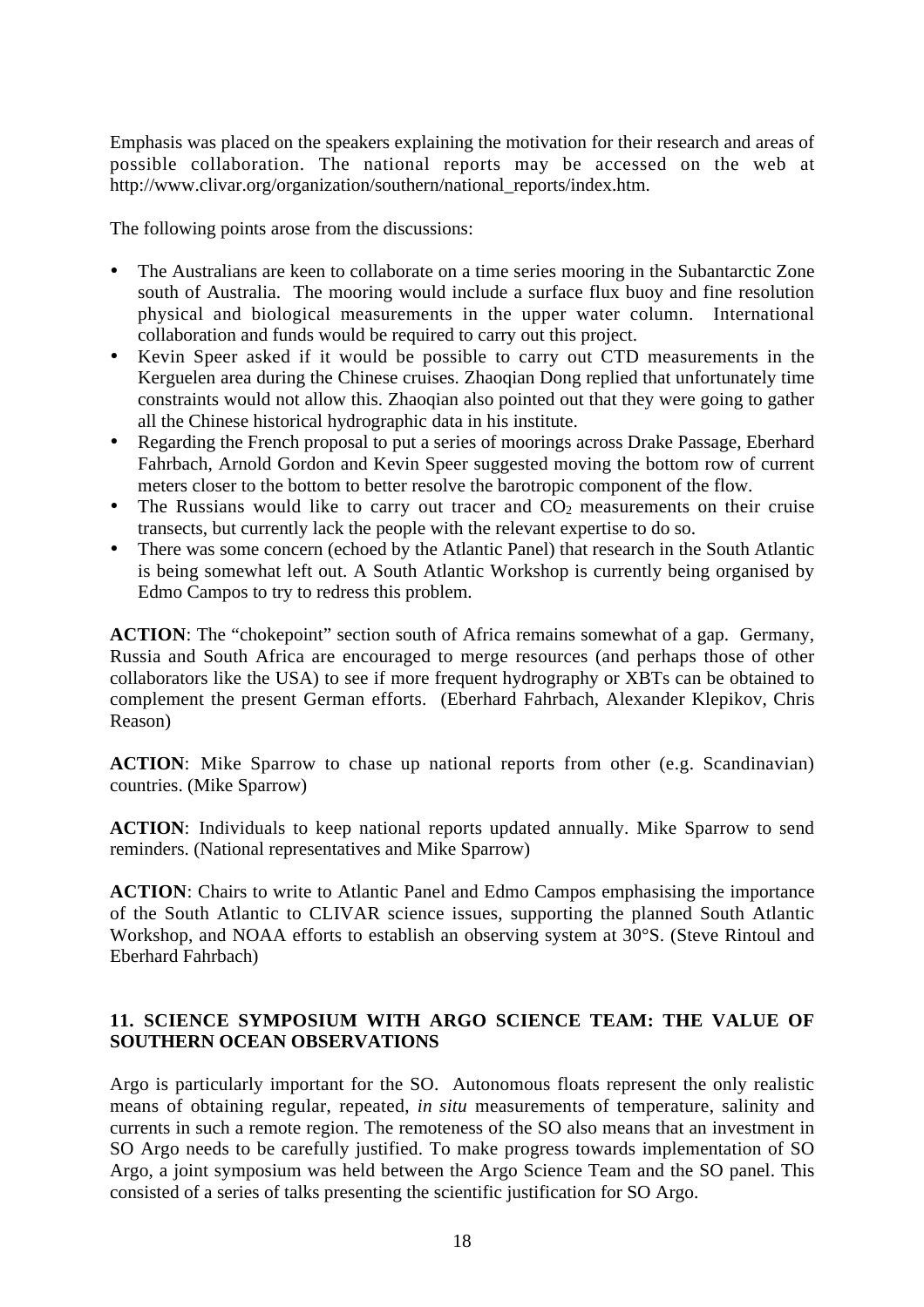Emphasis was placed on the speakers explaining the motivation for their research and areas of possible collaboration. The national reports may be accessed on the web at http://www.clivar.org/organization/southern/national_reports/index.htm.

The following points arose from the discussions:

- The Australians are keen to collaborate on a time series mooring in the Subantarctic Zone south of Australia. The mooring would include a surface flux buoy and fine resolution physical and biological measurements in the upper water column. International collaboration and funds would be required to carry out this project.
- Kevin Speer asked if it would be possible to carry out CTD measurements in the Kerguelen area during the Chinese cruises. Zhaoqian Dong replied that unfortunately time constraints would not allow this. Zhaoqian also pointed out that they were going to gather all the Chinese historical hydrographic data in his institute.
- Regarding the French proposal to put a series of moorings across Drake Passage, Eberhard Fahrbach, Arnold Gordon and Kevin Speer suggested moving the bottom row of current meters closer to the bottom to better resolve the barotropic component of the flow.
- The Russians would like to carry out tracer and $CO_2$ measurements on their cruise transects, but currently lack the people with the relevant expertise to do so.
- There was some concern (echoed by the Atlantic Panel) that research in the South Atlantic is being somewhat left out. A South Atlantic Workshop is currently being organised by Edmo Campos to try to redress this problem.

**ACTION**: The "chokepoint" section south of Africa remains somewhat of a gap. Germany, Russia and South Africa are encouraged to merge resources (and perhaps those of other collaborators like the USA) to see if more frequent hydrography or XBTs can be obtained to complement the present German efforts. (Eberhard Fahrbach, Alexander Klepikov, Chris Reason)

**ACTION**: Mike Sparrow to chase up national reports from other (e.g. Scandinavian) countries. (Mike Sparrow)

**ACTION**: Individuals to keep national reports updated annually. Mike Sparrow to send reminders. (National representatives and Mike Sparrow)

**ACTION**: Chairs to write to Atlantic Panel and Edmo Campos emphasising the importance of the South Atlantic to CLIVAR science issues, supporting the planned South Atlantic Workshop, and NOAA efforts to establish an observing system at 30°S. (Steve Rintoul and Eberhard Fahrbach)

## 11. SCIENCE SYMPOSIUM WITH ARGO SCIENCE TEAM: THE VALUE OF SOUTHERN OCEAN OBSERVATIONS

Argo is particularly important for the SO. Autonomous floats represent the only realistic means of obtaining regular, repeated, *in situ* measurements of temperature, salinity and currents in such a remote region. The remoteness of the SO also means that an investment in SO Argo needs to be carefully justified. To make progress towards implementation of SO Argo, a joint symposium was held between the Argo Science Team and the SO panel. This consisted of a series of talks presenting the scientific justification for SO Argo.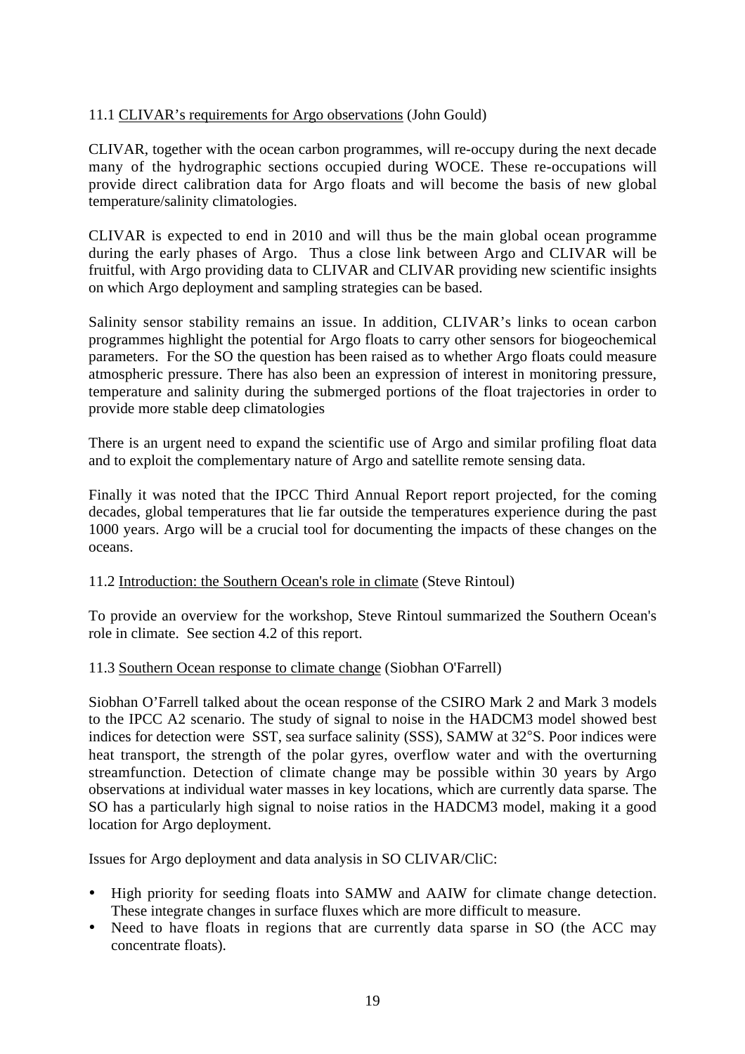11.1 CLIVAR's requirements for Argo observations (John Gould)

CLIVAR, together with the ocean carbon programmes, will re-occupy during the next decade many of the hydrographic sections occupied during WOCE. These re-occupations will provide direct calibration data for Argo floats and will become the basis of new global temperature/salinity climatologies.

CLIVAR is expected to end in 2010 and will thus be the main global ocean programme during the early phases of Argo. Thus a close link between Argo and CLIVAR will be fruitful, with Argo providing data to CLIVAR and CLIVAR providing new scientific insights on which Argo deployment and sampling strategies can be based.

Salinity sensor stability remains an issue. In addition, CLIVAR's links to ocean carbon programmes highlight the potential for Argo floats to carry other sensors for biogeochemical parameters. For the SO the question has been raised as to whether Argo floats could measure atmospheric pressure. There has also been an expression of interest in monitoring pressure, temperature and salinity during the submerged portions of the float trajectories in order to provide more stable deep climatologies

There is an urgent need to expand the scientific use of Argo and similar profiling float data and to exploit the complementary nature of Argo and satellite remote sensing data.

Finally it was noted that the IPCC Third Annual Report report projected, for the coming decades, global temperatures that lie far outside the temperatures experience during the past 1000 years. Argo will be a crucial tool for documenting the impacts of these changes on the oceans.

11.2 Introduction: the Southern Ocean's role in climate (Steve Rintoul)

To provide an overview for the workshop, Steve Rintoul summarized the Southern Ocean's role in climate. See section 4.2 of this report.

11.3 Southern Ocean response to climate change (Siobhan O'Farrell)

Siobhan O'Farrell talked about the ocean response of the CSIRO Mark 2 and Mark 3 models to the IPCC A2 scenario. The study of signal to noise in the HADCM3 model showed best indices for detection were SST, sea surface salinity (SSS), SAMW at 32°S. Poor indices were heat transport, the strength of the polar gyres, overflow water and with the overturning streamfunction. Detection of climate change may be possible within 30 years by Argo observations at individual water masses in key locations, which are currently data sparse. The SO has a particularly high signal to noise ratios in the HADCM3 model, making it a good location for Argo deployment.

Issues for Argo deployment and data analysis in SO CLIVAR/CliC:

- High priority for seeding floats into SAMW and AAIW for climate change detection. These integrate changes in surface fluxes which are more difficult to measure.
- Need to have floats in regions that are currently data sparse in SO (the ACC may concentrate floats).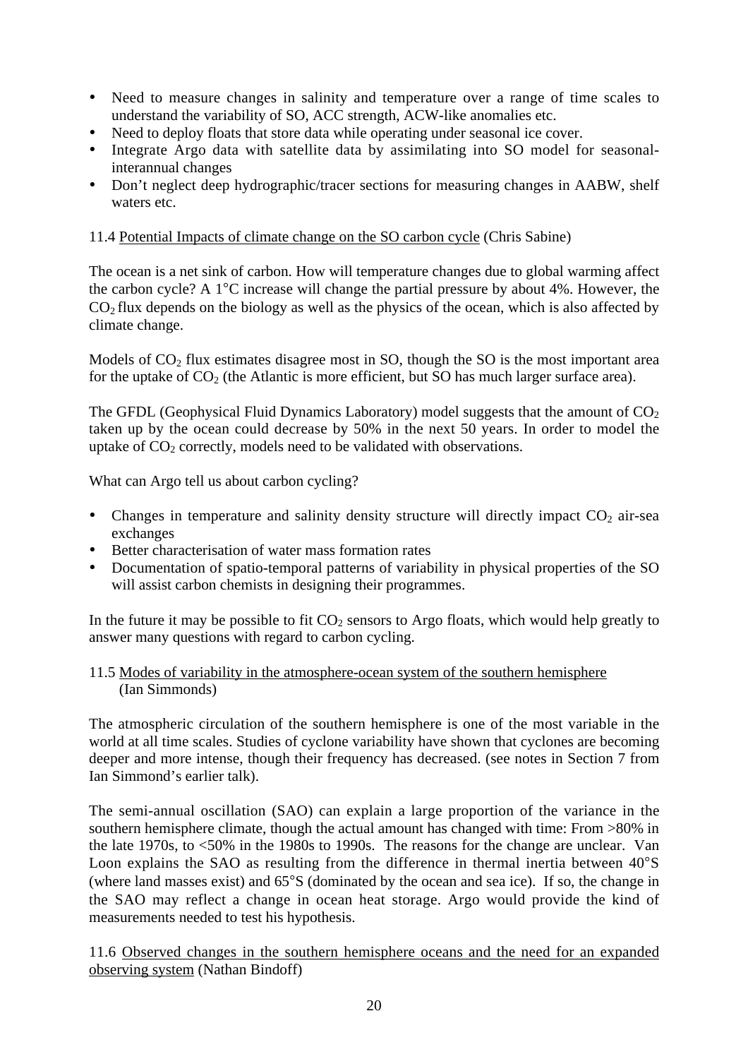- Need to measure changes in salinity and temperature over a range of time scales to understand the variability of SO, ACC strength, ACW-like anomalies etc.
- Need to deploy floats that store data while operating under seasonal ice cover.
- Integrate Argo data with satellite data by assimilating into SO model for seasonal-interannual changes
- Don't neglect deep hydrographic/tracer sections for measuring changes in AABW, shelf waters etc.

11.4 Potential Impacts of climate change on the SO carbon cycle (Chris Sabine)

The ocean is a net sink of carbon. How will temperature changes due to global warming affect the carbon cycle? A 1°C increase will change the partial pressure by about 4%. However, the $CO_2$ flux depends on the biology as well as the physics of the ocean, which is also affected by climate change.

Models of $CO_2$ flux estimates disagree most in SO, though the SO is the most important area for the uptake of $CO_2$ (the Atlantic is more efficient, but SO has much larger surface area).

The GFDL (Geophysical Fluid Dynamics Laboratory) model suggests that the amount of $CO_2$ taken up by the ocean could decrease by 50% in the next 50 years. In order to model the uptake of $CO_2$ correctly, models need to be validated with observations.

What can Argo tell us about carbon cycling?

- Changes in temperature and salinity density structure will directly impact $CO_2$ air-sea exchanges
- Better characterisation of water mass formation rates
- Documentation of spatio-temporal patterns of variability in physical properties of the SO will assist carbon chemists in designing their programmes.

In the future it may be possible to fit $CO_2$ sensors to Argo floats, which would help greatly to answer many questions with regard to carbon cycling.

11.5 Modes of variability in the atmosphere-ocean system of the southern hemisphere (Ian Simmonds)

The atmospheric circulation of the southern hemisphere is one of the most variable in the world at all time scales. Studies of cyclone variability have shown that cyclones are becoming deeper and more intense, though their frequency has decreased. (see notes in Section 7 from Ian Simmond's earlier talk).

The semi-annual oscillation (SAO) can explain a large proportion of the variance in the southern hemisphere climate, though the actual amount has changed with time: From >80% in the late 1970s, to <50% in the 1980s to 1990s. The reasons for the change are unclear. Van Loon explains the SAO as resulting from the difference in thermal inertia between 40°S (where land masses exist) and 65°S (dominated by the ocean and sea ice). If so, the change in the SAO may reflect a change in ocean heat storage. Argo would provide the kind of measurements needed to test his hypothesis.

11.6 Observed changes in the southern hemisphere oceans and the need for an expanded observing system (Nathan Bindoff)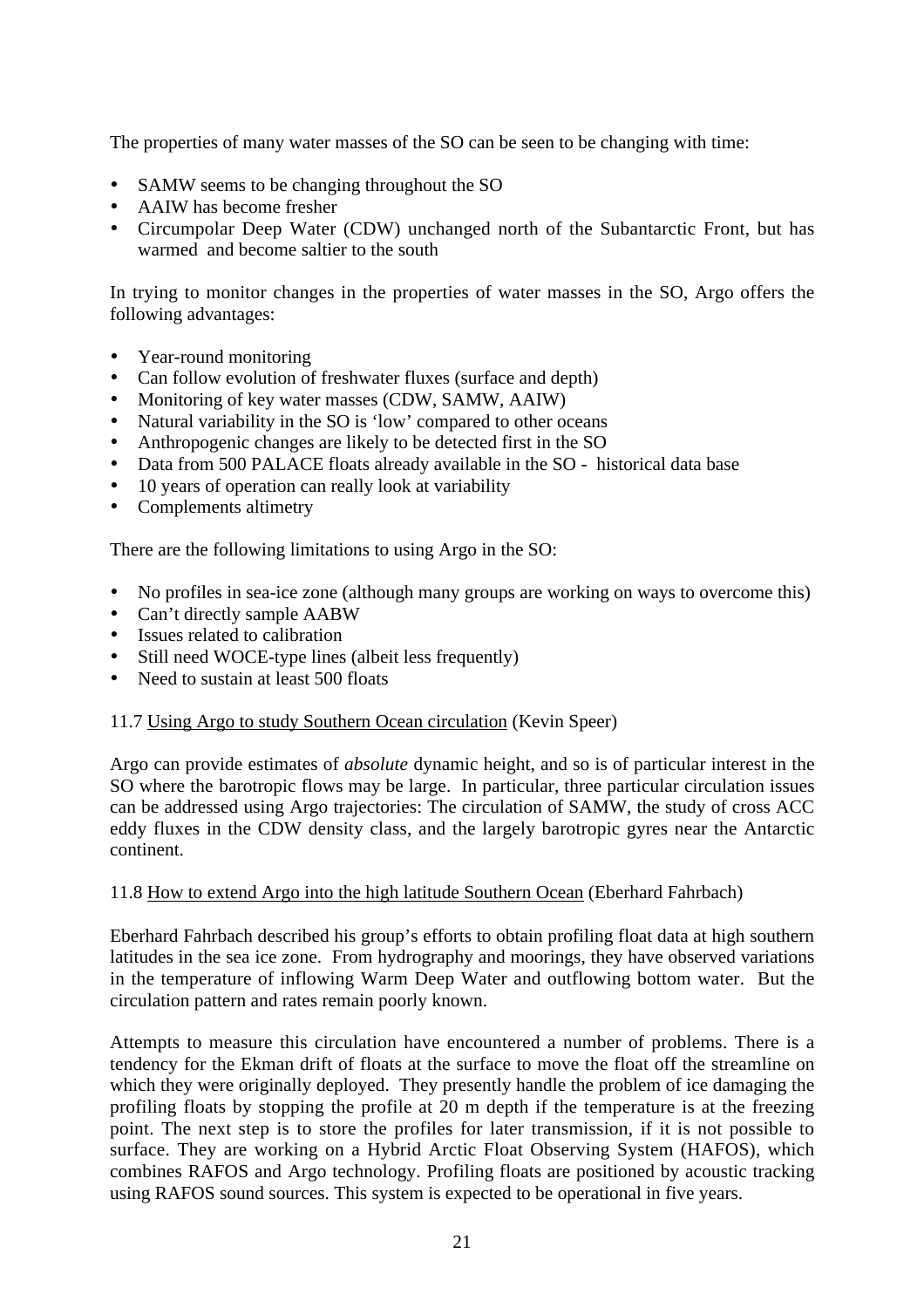The properties of many water masses of the SO can be seen to be changing with time:

- SAMW seems to be changing throughout the SO
- AAIW has become fresher
- Circumpolar Deep Water (CDW) unchanged north of the Subantarctic Front, but has warmed and become saltier to the south

In trying to monitor changes in the properties of water masses in the SO, Argo offers the following advantages:

- Year-round monitoring
- Can follow evolution of freshwater fluxes (surface and depth)
- Monitoring of key water masses (CDW, SAMW, AAIW)
- Natural variability in the SO is 'low' compared to other oceans
- Anthropogenic changes are likely to be detected first in the SO
- Data from 500 PALACE floats already available in the SO - historical data base
- 10 years of operation can really look at variability
- Complements altimetry

There are the following limitations to using Argo in the SO:

- No profiles in sea-ice zone (although many groups are working on ways to overcome this)
- Can't directly sample AABW
- Issues related to calibration
- Still need WOCE-type lines (albeit less frequently)
- Need to sustain at least 500 floats

11.7 <u>Using Argo to study Southern Ocean circulation</u> (Kevin Speer)

Argo can provide estimates of *absolute* dynamic height, and so is of particular interest in the SO where the barotropic flows may be large. In particular, three particular circulation issues can be addressed using Argo trajectories: The circulation of SAMW, the study of cross ACC eddy fluxes in the CDW density class, and the largely barotropic gyres near the Antarctic continent.

11.8 <u>How to extend Argo into the high latitude Southern Ocean</u> (Eberhard Fahrbach)

Eberhard Fahrbach described his group's efforts to obtain profiling float data at high southern latitudes in the sea ice zone. From hydrography and moorings, they have observed variations in the temperature of inflowing Warm Deep Water and outflowing bottom water. But the circulation pattern and rates remain poorly known.

Attempts to measure this circulation have encountered a number of problems. There is a tendency for the Ekman drift of floats at the surface to move the float off the streamline on which they were originally deployed. They presently handle the problem of ice damaging the profiling floats by stopping the profile at 20 m depth if the temperature is at the freezing point. The next step is to store the profiles for later transmission, if it is not possible to surface. They are working on a Hybrid Arctic Float Observing System (HAFOS), which combines RAFOS and Argo technology. Profiling floats are positioned by acoustic tracking using RAFOS sound sources. This system is expected to be operational in five years.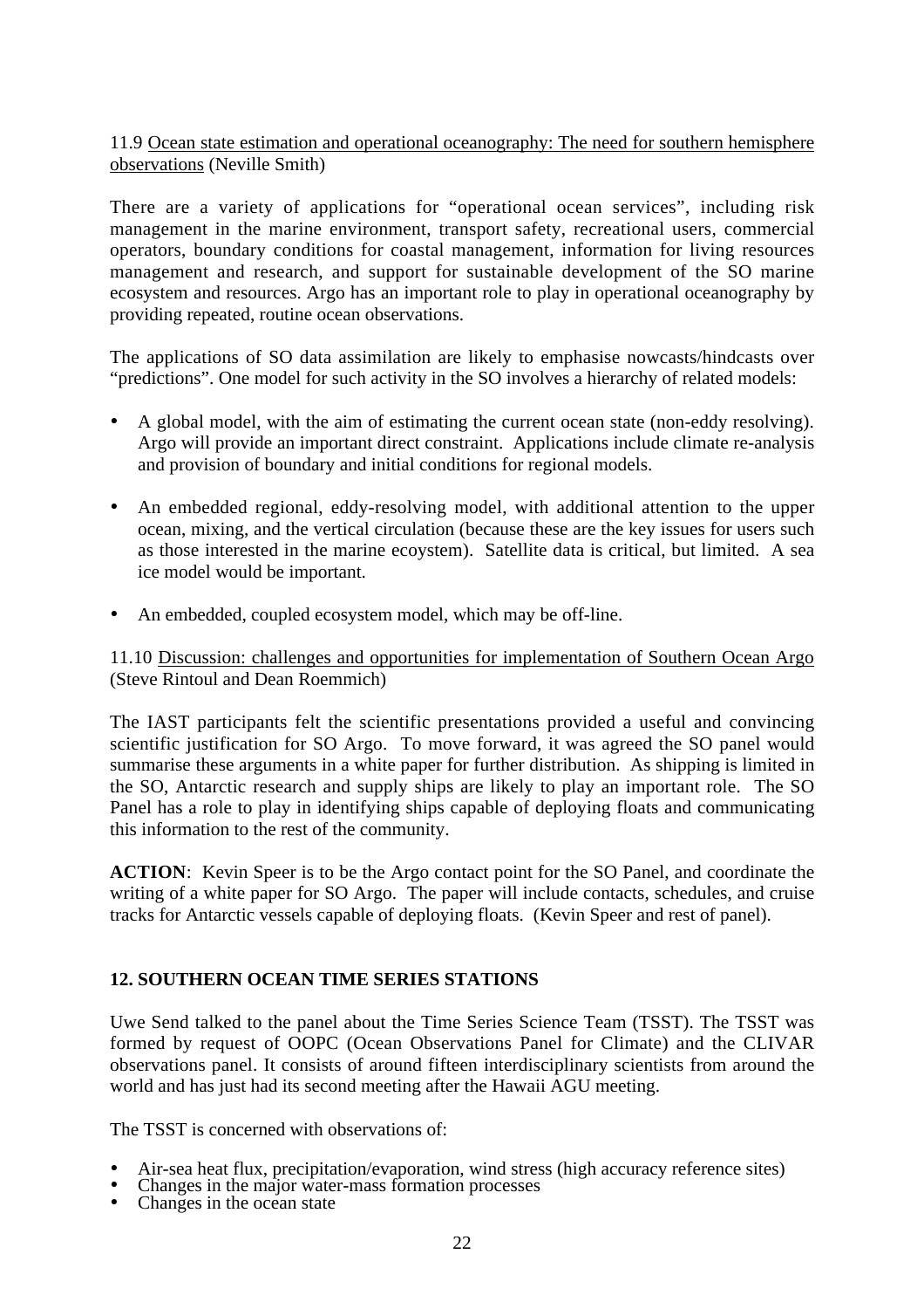11.9 Ocean state estimation and operational oceanography: The need for southern hemisphere observations (Neville Smith)

There are a variety of applications for "operational ocean services", including risk management in the marine environment, transport safety, recreational users, commercial operators, boundary conditions for coastal management, information for living resources management and research, and support for sustainable development of the SO marine ecosystem and resources. Argo has an important role to play in operational oceanography by providing repeated, routine ocean observations.

The applications of SO data assimilation are likely to emphasise nowcasts/hindcasts over "predictions". One model for such activity in the SO involves a hierarchy of related models:

- A global model, with the aim of estimating the current ocean state (non-eddy resolving). Argo will provide an important direct constraint. Applications include climate re-analysis and provision of boundary and initial conditions for regional models.
- An embedded regional, eddy-resolving model, with additional attention to the upper ocean, mixing, and the vertical circulation (because these are the key issues for users such as those interested in the marine ecoystem). Satellite data is critical, but limited. A sea ice model would be important.
- An embedded, coupled ecosystem model, which may be off-line.

11.10 Discussion: challenges and opportunities for implementation of Southern Ocean Argo (Steve Rintoul and Dean Roemmich)

The IAST participants felt the scientific presentations provided a useful and convincing scientific justification for SO Argo. To move forward, it was agreed the SO panel would summarise these arguments in a white paper for further distribution. As shipping is limited in the SO, Antarctic research and supply ships are likely to play an important role. The SO Panel has a role to play in identifying ships capable of deploying floats and communicating this information to the rest of the community.

**ACTION**: Kevin Speer is to be the Argo contact point for the SO Panel, and coordinate the writing of a white paper for SO Argo. The paper will include contacts, schedules, and cruise tracks for Antarctic vessels capable of deploying floats. (Kevin Speer and rest of panel).

## 12. SOUTHERN OCEAN TIME SERIES STATIONS

Uwe Send talked to the panel about the Time Series Science Team (TSST). The TSST was formed by request of OOPC (Ocean Observations Panel for Climate) and the CLIVAR observations panel. It consists of around fifteen interdisciplinary scientists from around the world and has just had its second meeting after the Hawaii AGU meeting.

The TSST is concerned with observations of:

- Air-sea heat flux, precipitation/evaporation, wind stress (high accuracy reference sites)
- Changes in the major water-mass formation processes
- Changes in the ocean state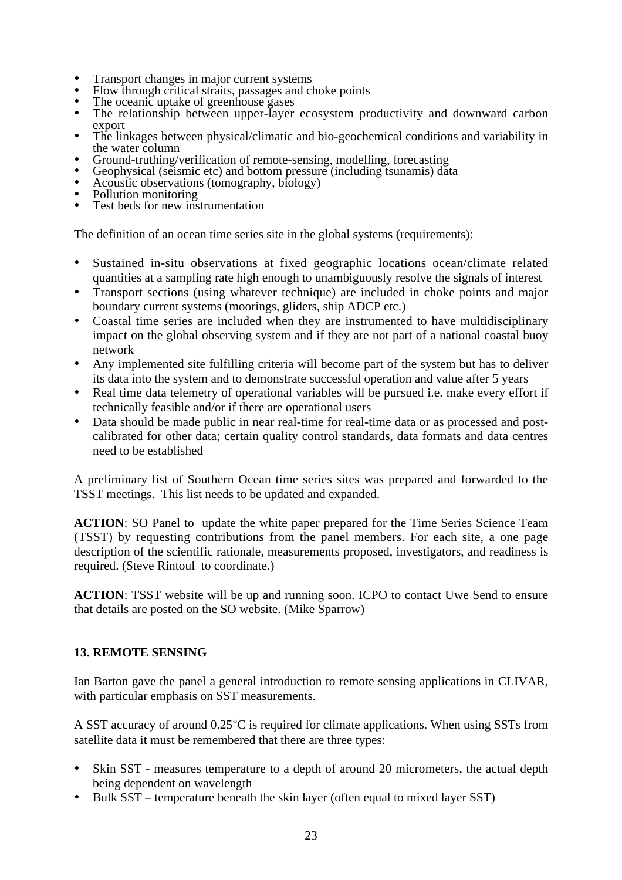- Transport changes in major current systems
- Flow through critical straits, passages and choke points
- The oceanic uptake of greenhouse gases
- The relationship between upper-layer ecosystem productivity and downward carbon export
- The linkages between physical/climatic and bio-geochemical conditions and variability in the water column
- Ground-truthing/verification of remote-sensing, modelling, forecasting
- Geophysical (seismic etc) and bottom pressure (including tsunamis) data
- Acoustic observations (tomography, biology)
- Pollution monitoring
- Test beds for new instrumentation

The definition of an ocean time series site in the global systems (requirements):

- Sustained in-situ observations at fixed geographic locations ocean/climate related quantities at a sampling rate high enough to unambiguously resolve the signals of interest
- Transport sections (using whatever technique) are included in choke points and major boundary current systems (moorings, gliders, ship ADCP etc.)
- Coastal time series are included when they are instrumented to have multidisciplinary impact on the global observing system and if they are not part of a national coastal buoy network
- Any implemented site fulfilling criteria will become part of the system but has to deliver its data into the system and to demonstrate successful operation and value after 5 years
- Real time data telemetry of operational variables will be pursued i.e. make every effort if technically feasible and/or if there are operational users
- Data should be made public in near real-time for real-time data or as processed and post-calibrated for other data; certain quality control standards, data formats and data centres need to be established

A preliminary list of Southern Ocean time series sites was prepared and forwarded to the TSST meetings. This list needs to be updated and expanded.

**ACTION**: SO Panel to update the white paper prepared for the Time Series Science Team (TSST) by requesting contributions from the panel members. For each site, a one page description of the scientific rationale, measurements proposed, investigators, and readiness is required. (Steve Rintoul to coordinate.)

**ACTION**: TSST website will be up and running soon. ICPO to contact Uwe Send to ensure that details are posted on the SO website. (Mike Sparrow)

## 13. REMOTE SENSING

Ian Barton gave the panel a general introduction to remote sensing applications in CLIVAR, with particular emphasis on SST measurements.

A SST accuracy of around 0.25°C is required for climate applications. When using SSTs from satellite data it must be remembered that there are three types:

- Skin SST - measures temperature to a depth of around 20 micrometers, the actual depth being dependent on wavelength
- Bulk SST – temperature beneath the skin layer (often equal to mixed layer SST)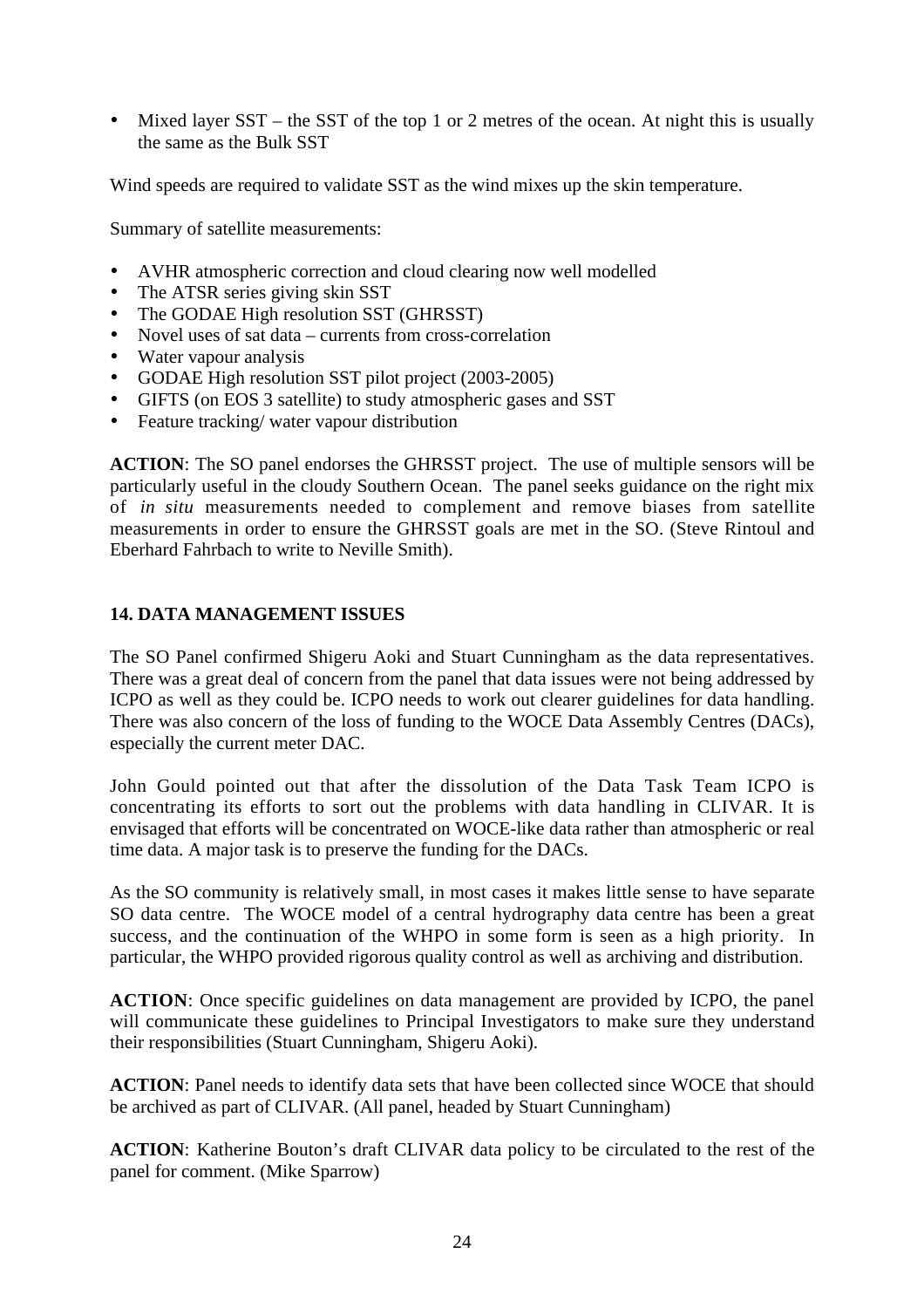- Mixed layer SST – the SST of the top 1 or 2 metres of the ocean. At night this is usually the same as the Bulk SST

Wind speeds are required to validate SST as the wind mixes up the skin temperature.

Summary of satellite measurements:

- AVHR atmospheric correction and cloud clearing now well modelled
- The ATSR series giving skin SST
- The GODAE High resolution SST (GHRSST)
- Novel uses of sat data – currents from cross-correlation
- Water vapour analysis
- GODAE High resolution SST pilot project (2003-2005)
- GIFTS (on EOS 3 satellite) to study atmospheric gases and SST
- Feature tracking/ water vapour distribution

**ACTION**: The SO panel endorses the GHRSST project. The use of multiple sensors will be particularly useful in the cloudy Southern Ocean. The panel seeks guidance on the right mix of *in situ* measurements needed to complement and remove biases from satellite measurements in order to ensure the GHRSST goals are met in the SO. (Steve Rintoul and Eberhard Fahrbach to write to Neville Smith).

## 14. DATA MANAGEMENT ISSUES

The SO Panel confirmed Shigeru Aoki and Stuart Cunningham as the data representatives. There was a great deal of concern from the panel that data issues were not being addressed by ICPO as well as they could be. ICPO needs to work out clearer guidelines for data handling. There was also concern of the loss of funding to the WOCE Data Assembly Centres (DACs), especially the current meter DAC.

John Gould pointed out that after the dissolution of the Data Task Team ICPO is concentrating its efforts to sort out the problems with data handling in CLIVAR. It is envisaged that efforts will be concentrated on WOCE-like data rather than atmospheric or real time data. A major task is to preserve the funding for the DACs.

As the SO community is relatively small, in most cases it makes little sense to have separate SO data centre. The WOCE model of a central hydrography data centre has been a great success, and the continuation of the WHPO in some form is seen as a high priority. In particular, the WHPO provided rigorous quality control as well as archiving and distribution.

**ACTION**: Once specific guidelines on data management are provided by ICPO, the panel will communicate these guidelines to Principal Investigators to make sure they understand their responsibilities (Stuart Cunningham, Shigeru Aoki).

**ACTION**: Panel needs to identify data sets that have been collected since WOCE that should be archived as part of CLIVAR. (All panel, headed by Stuart Cunningham)

**ACTION**: Katherine Bouton's draft CLIVAR data policy to be circulated to the rest of the panel for comment. (Mike Sparrow)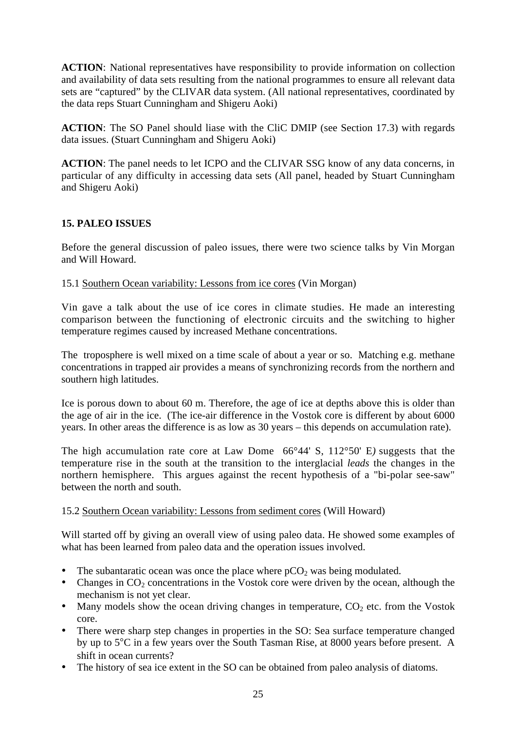**ACTION**: National representatives have responsibility to provide information on collection and availability of data sets resulting from the national programmes to ensure all relevant data sets are "captured" by the CLIVAR data system. (All national representatives, coordinated by the data reps Stuart Cunningham and Shigeru Aoki)

**ACTION**: The SO Panel should liase with the CliC DMIP (see Section 17.3) with regards data issues. (Stuart Cunningham and Shigeru Aoki)

**ACTION**: The panel needs to let ICPO and the CLIVAR SSG know of any data concerns, in particular of any difficulty in accessing data sets (All panel, headed by Stuart Cunningham and Shigeru Aoki)

## 15. PALEO ISSUES

Before the general discussion of paleo issues, there were two science talks by Vin Morgan and Will Howard.

15.1 Southern Ocean variability: Lessons from ice cores (Vin Morgan)

Vin gave a talk about the use of ice cores in climate studies. He made an interesting comparison between the functioning of electronic circuits and the switching to higher temperature regimes caused by increased Methane concentrations.

The troposphere is well mixed on a time scale of about a year or so. Matching e.g. methane concentrations in trapped air provides a means of synchronizing records from the northern and southern high latitudes.

Ice is porous down to about 60 m. Therefore, the age of ice at depths above this is older than the age of air in the ice. (The ice-air difference in the Vostok core is different by about 6000 years. In other areas the difference is as low as 30 years – this depends on accumulation rate).

The high accumulation rate core at Law Dome 66°44' S, 112°50' E*)* suggests that the temperature rise in the south at the transition to the interglacial *leads* the changes in the northern hemisphere. This argues against the recent hypothesis of a "bi-polar see-saw" between the north and south.

15.2 Southern Ocean variability: Lessons from sediment cores (Will Howard)

Will started off by giving an overall view of using paleo data. He showed some examples of what has been learned from paleo data and the operation issues involved.

- The subantaratic ocean was once the place where $pCO_2$ was being modulated.
- Changes in $CO_2$ concentrations in the Vostok core were driven by the ocean, although the mechanism is not yet clear.
- Many models show the ocean driving changes in temperature, $CO_2$ etc. from the Vostok core.
- There were sharp step changes in properties in the SO: Sea surface temperature changed by up to 5°C in a few years over the South Tasman Rise, at 8000 years before present. A shift in ocean currents?
- The history of sea ice extent in the SO can be obtained from paleo analysis of diatoms.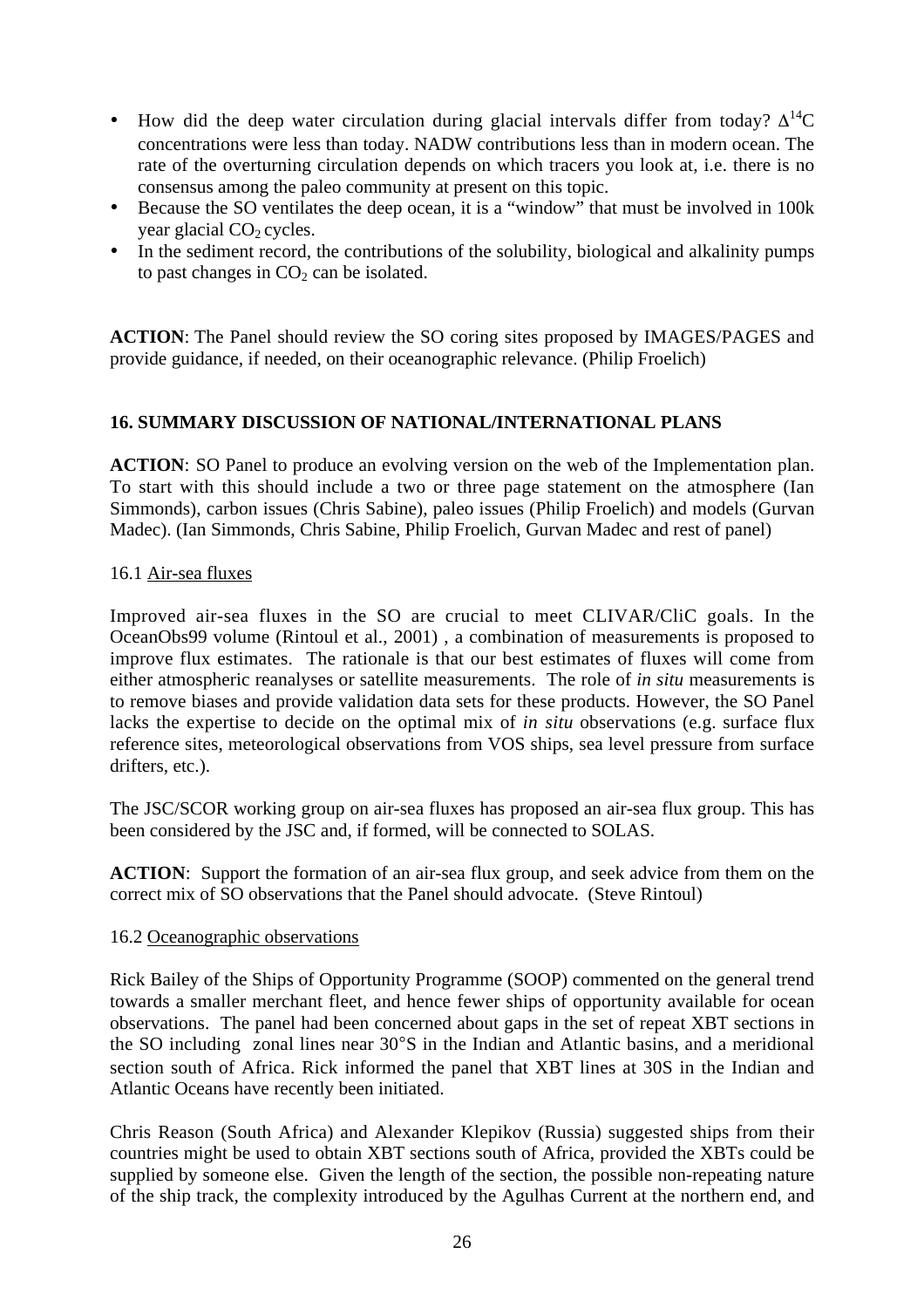- How did the deep water circulation during glacial intervals differ from today? $\Delta^{14}C$ concentrations were less than today. NADW contributions less than in modern ocean. The rate of the overturning circulation depends on which tracers you look at, i.e. there is no consensus among the paleo community at present on this topic.
- Because the SO ventilates the deep ocean, it is a "window" that must be involved in 100k year glacial $CO_2$ cycles.
- In the sediment record, the contributions of the solubility, biological and alkalinity pumps to past changes in $CO_2$ can be isolated.

**ACTION**: The Panel should review the SO coring sites proposed by IMAGES/PAGES and provide guidance, if needed, on their oceanographic relevance. (Philip Froelich)

## 16. SUMMARY DISCUSSION OF NATIONAL/INTERNATIONAL PLANS

**ACTION**: SO Panel to produce an evolving version on the web of the Implementation plan. To start with this should include a two or three page statement on the atmosphere (Ian Simmonds), carbon issues (Chris Sabine), paleo issues (Philip Froelich) and models (Gurvan Madec). (Ian Simmonds, Chris Sabine, Philip Froelich, Gurvan Madec and rest of panel)

### 16.1 Air-sea fluxes

Improved air-sea fluxes in the SO are crucial to meet CLIVAR/CliC goals. In the OceanObs99 volume (Rintoul et al., 2001) , a combination of measurements is proposed to improve flux estimates. The rationale is that our best estimates of fluxes will come from either atmospheric reanalyses or satellite measurements. The role of *in situ* measurements is to remove biases and provide validation data sets for these products. However, the SO Panel lacks the expertise to decide on the optimal mix of *in situ* observations (e.g. surface flux reference sites, meteorological observations from VOS ships, sea level pressure from surface drifters, etc.).

The JSC/SCOR working group on air-sea fluxes has proposed an air-sea flux group. This has been considered by the JSC and, if formed, will be connected to SOLAS.

**ACTION**: Support the formation of an air-sea flux group, and seek advice from them on the correct mix of SO observations that the Panel should advocate. (Steve Rintoul)

### 16.2 Oceanographic observations

Rick Bailey of the Ships of Opportunity Programme (SOOP) commented on the general trend towards a smaller merchant fleet, and hence fewer ships of opportunity available for ocean observations. The panel had been concerned about gaps in the set of repeat XBT sections in the SO including zonal lines near 30°S in the Indian and Atlantic basins, and a meridional section south of Africa. Rick informed the panel that XBT lines at 30S in the Indian and Atlantic Oceans have recently been initiated.

Chris Reason (South Africa) and Alexander Klepikov (Russia) suggested ships from their countries might be used to obtain XBT sections south of Africa, provided the XBTs could be supplied by someone else. Given the length of the section, the possible non-repeating nature of the ship track, the complexity introduced by the Agulhas Current at the northern end, and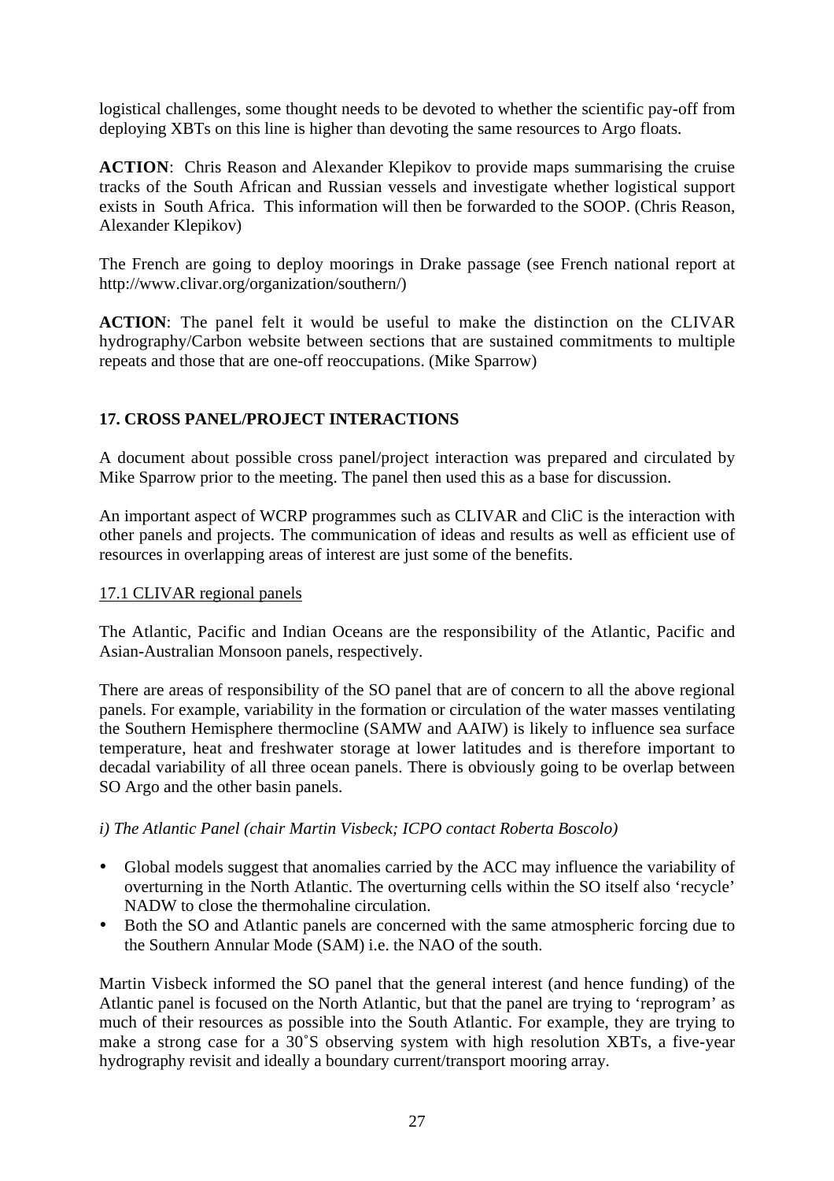logistical challenges, some thought needs to be devoted to whether the scientific pay-off from deploying XBTs on this line is higher than devoting the same resources to Argo floats.

**ACTION**: Chris Reason and Alexander Klepikov to provide maps summarising the cruise tracks of the South African and Russian vessels and investigate whether logistical support exists in South Africa. This information will then be forwarded to the SOOP. (Chris Reason, Alexander Klepikov)

The French are going to deploy moorings in Drake passage (see French national report at http://www.clivar.org/organization/southern/)

**ACTION**: The panel felt it would be useful to make the distinction on the CLIVAR hydrography/Carbon website between sections that are sustained commitments to multiple repeats and those that are one-off reoccupations. (Mike Sparrow)

## 17. CROSS PANEL/PROJECT INTERACTIONS

A document about possible cross panel/project interaction was prepared and circulated by Mike Sparrow prior to the meeting. The panel then used this as a base for discussion.

An important aspect of WCRP programmes such as CLIVAR and CliC is the interaction with other panels and projects. The communication of ideas and results as well as efficient use of resources in overlapping areas of interest are just some of the benefits.

### 17.1 CLIVAR regional panels

The Atlantic, Pacific and Indian Oceans are the responsibility of the Atlantic, Pacific and Asian-Australian Monsoon panels, respectively.

There are areas of responsibility of the SO panel that are of concern to all the above regional panels. For example, variability in the formation or circulation of the water masses ventilating the Southern Hemisphere thermocline (SAMW and AAIW) is likely to influence sea surface temperature, heat and freshwater storage at lower latitudes and is therefore important to decadal variability of all three ocean panels. There is obviously going to be overlap between SO Argo and the other basin panels.

*i) The Atlantic Panel (chair Martin Visbeck; ICPO contact Roberta Boscolo)*

- Global models suggest that anomalies carried by the ACC may influence the variability of overturning in the North Atlantic. The overturning cells within the SO itself also 'recycle' NADW to close the thermohaline circulation.
- Both the SO and Atlantic panels are concerned with the same atmospheric forcing due to the Southern Annular Mode (SAM) i.e. the NAO of the south.

Martin Visbeck informed the SO panel that the general interest (and hence funding) of the Atlantic panel is focused on the North Atlantic, but that the panel are trying to 'reprogram' as much of their resources as possible into the South Atlantic. For example, they are trying to make a strong case for a 30˚S observing system with high resolution XBTs, a five-year hydrography revisit and ideally a boundary current/transport mooring array.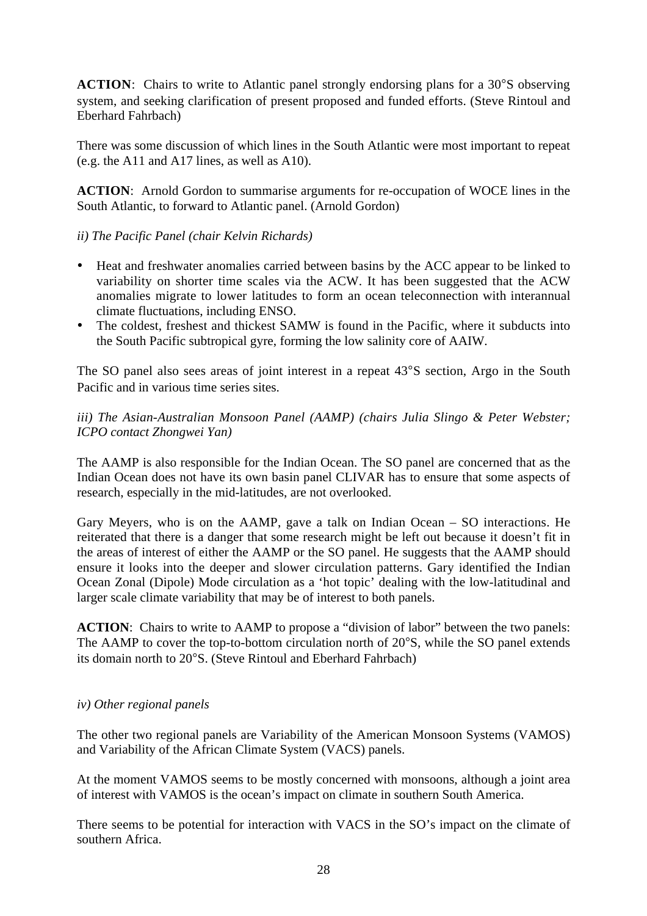**ACTION**: Chairs to write to Atlantic panel strongly endorsing plans for a 30°S observing system, and seeking clarification of present proposed and funded efforts. (Steve Rintoul and Eberhard Fahrbach)

There was some discussion of which lines in the South Atlantic were most important to repeat (e.g. the A11 and A17 lines, as well as A10).

**ACTION**: Arnold Gordon to summarise arguments for re-occupation of WOCE lines in the South Atlantic, to forward to Atlantic panel. (Arnold Gordon)

*ii) The Pacific Panel (chair Kelvin Richards)*

- Heat and freshwater anomalies carried between basins by the ACC appear to be linked to variability on shorter time scales via the ACW. It has been suggested that the ACW anomalies migrate to lower latitudes to form an ocean teleconnection with interannual climate fluctuations, including ENSO.
- The coldest, freshest and thickest SAMW is found in the Pacific, where it subducts into the South Pacific subtropical gyre, forming the low salinity core of AAIW.

The SO panel also sees areas of joint interest in a repeat 43°S section, Argo in the South Pacific and in various time series sites.

*iii) The Asian-Australian Monsoon Panel (AAMP) (chairs Julia Slingo & Peter Webster; ICPO contact Zhongwei Yan)*

The AAMP is also responsible for the Indian Ocean. The SO panel are concerned that as the Indian Ocean does not have its own basin panel CLIVAR has to ensure that some aspects of research, especially in the mid-latitudes, are not overlooked.

Gary Meyers, who is on the AAMP, gave a talk on Indian Ocean – SO interactions. He reiterated that there is a danger that some research might be left out because it doesn't fit in the areas of interest of either the AAMP or the SO panel. He suggests that the AAMP should ensure it looks into the deeper and slower circulation patterns. Gary identified the Indian Ocean Zonal (Dipole) Mode circulation as a 'hot topic' dealing with the low-latitudinal and larger scale climate variability that may be of interest to both panels.

**ACTION**: Chairs to write to AAMP to propose a "division of labor" between the two panels: The AAMP to cover the top-to-bottom circulation north of 20°S, while the SO panel extends its domain north to 20°S. (Steve Rintoul and Eberhard Fahrbach)

*iv) Other regional panels*

The other two regional panels are Variability of the American Monsoon Systems (VAMOS) and Variability of the African Climate System (VACS) panels.

At the moment VAMOS seems to be mostly concerned with monsoons, although a joint area of interest with VAMOS is the ocean's impact on climate in southern South America.

There seems to be potential for interaction with VACS in the SO's impact on the climate of southern Africa.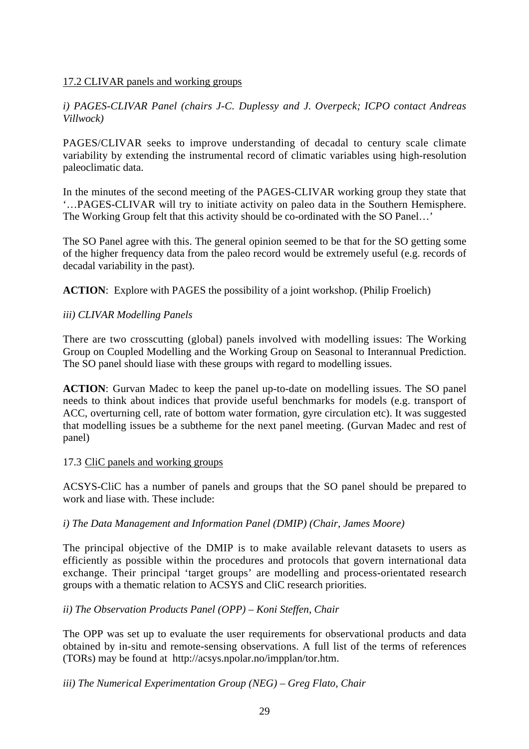17.2 CLIVAR panels and working groups

*i) PAGES-CLIVAR Panel (chairs J-C. Duplessy and J. Overpeck; ICPO contact Andreas Villwock)*

PAGES/CLIVAR seeks to improve understanding of decadal to century scale climate variability by extending the instrumental record of climatic variables using high-resolution paleoclimatic data.

In the minutes of the second meeting of the PAGES-CLIVAR working group they state that '…PAGES-CLIVAR will try to initiate activity on paleo data in the Southern Hemisphere. The Working Group felt that this activity should be co-ordinated with the SO Panel…'

The SO Panel agree with this. The general opinion seemed to be that for the SO getting some of the higher frequency data from the paleo record would be extremely useful (e.g. records of decadal variability in the past).

**ACTION**: Explore with PAGES the possibility of a joint workshop. (Philip Froelich)

*iii) CLIVAR Modelling Panels*

There are two crosscutting (global) panels involved with modelling issues: The Working Group on Coupled Modelling and the Working Group on Seasonal to Interannual Prediction. The SO panel should liase with these groups with regard to modelling issues.

**ACTION**: Gurvan Madec to keep the panel up-to-date on modelling issues. The SO panel needs to think about indices that provide useful benchmarks for models (e.g. transport of ACC, overturning cell, rate of bottom water formation, gyre circulation etc). It was suggested that modelling issues be a subtheme for the next panel meeting. (Gurvan Madec and rest of panel)

17.3 CliC panels and working groups

ACSYS-CliC has a number of panels and groups that the SO panel should be prepared to work and liase with. These include:

*i) The Data Management and Information Panel (DMIP) (Chair, James Moore)*

The principal objective of the DMIP is to make available relevant datasets to users as efficiently as possible within the procedures and protocols that govern international data exchange. Their principal 'target groups' are modelling and process-orientated research groups with a thematic relation to ACSYS and CliC research priorities.

*ii) The Observation Products Panel (OPP) – Koni Steffen, Chair*

The OPP was set up to evaluate the user requirements for observational products and data obtained by in-situ and remote-sensing observations. A full list of the terms of references (TORs) may be found at http://acsys.npolar.no/impplan/tor.htm.

*iii) The Numerical Experimentation Group (NEG) – Greg Flato, Chair*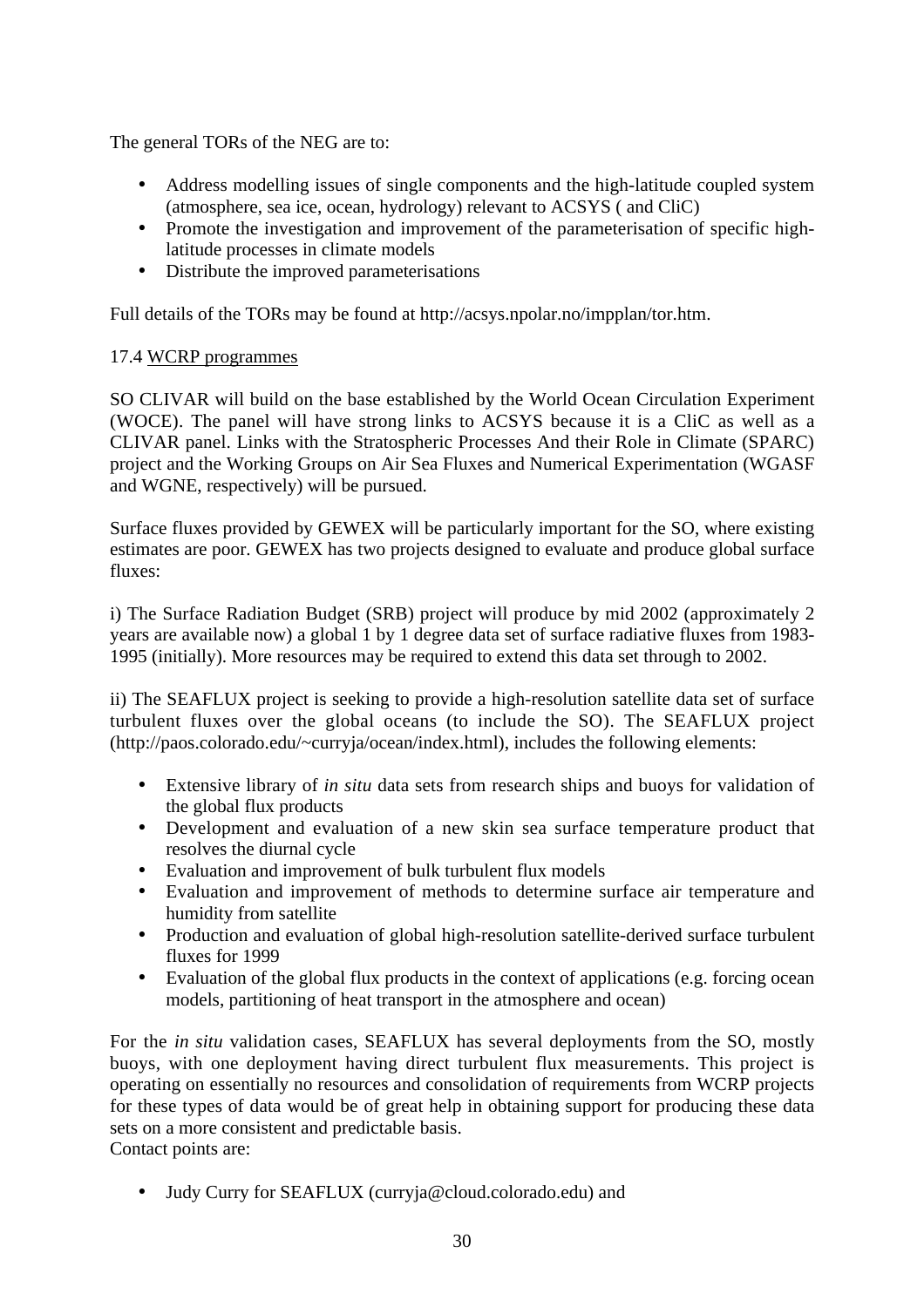The general TORs of the NEG are to:

- Address modelling issues of single components and the high-latitude coupled system (atmosphere, sea ice, ocean, hydrology) relevant to ACSYS ( and CliC)
- Promote the investigation and improvement of the parameterisation of specific high-latitude processes in climate models
- Distribute the improved parameterisations

Full details of the TORs may be found at http://acsys.npolar.no/impplan/tor.htm.

17.4 <u>WCRP programmes</u>

SO CLIVAR will build on the base established by the World Ocean Circulation Experiment (WOCE). The panel will have strong links to ACSYS because it is a CliC as well as a CLIVAR panel. Links with the Stratospheric Processes And their Role in Climate (SPARC) project and the Working Groups on Air Sea Fluxes and Numerical Experimentation (WGASF and WGNE, respectively) will be pursued.

Surface fluxes provided by GEWEX will be particularly important for the SO, where existing estimates are poor. GEWEX has two projects designed to evaluate and produce global surface fluxes:

i) The Surface Radiation Budget (SRB) project will produce by mid 2002 (approximately 2 years are available now) a global 1 by 1 degree data set of surface radiative fluxes from 1983-1995 (initially). More resources may be required to extend this data set through to 2002.

ii) The SEAFLUX project is seeking to provide a high-resolution satellite data set of surface turbulent fluxes over the global oceans (to include the SO). The SEAFLUX project (http://paos.colorado.edu/~curryja/ocean/index.html), includes the following elements:

- Extensive library of *in situ* data sets from research ships and buoys for validation of the global flux products
- Development and evaluation of a new skin sea surface temperature product that resolves the diurnal cycle
- Evaluation and improvement of bulk turbulent flux models
- Evaluation and improvement of methods to determine surface air temperature and humidity from satellite
- Production and evaluation of global high-resolution satellite-derived surface turbulent fluxes for 1999
- Evaluation of the global flux products in the context of applications (e.g. forcing ocean models, partitioning of heat transport in the atmosphere and ocean)

For the *in situ* validation cases, SEAFLUX has several deployments from the SO, mostly buoys, with one deployment having direct turbulent flux measurements. This project is operating on essentially no resources and consolidation of requirements from WCRP projects for these types of data would be of great help in obtaining support for producing these data sets on a more consistent and predictable basis.
Contact points are:

- Judy Curry for SEAFLUX (curryja@cloud.colorado.edu) and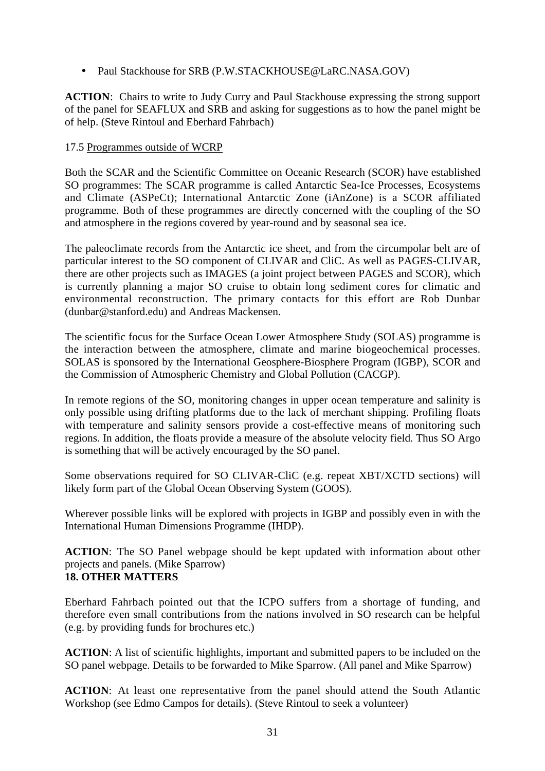- Paul Stackhouse for SRB (P.W.STACKHOUSE@LaRC.NASA.GOV)

**ACTION**: Chairs to write to Judy Curry and Paul Stackhouse expressing the strong support of the panel for SEAFLUX and SRB and asking for suggestions as to how the panel might be of help. (Steve Rintoul and Eberhard Fahrbach)

17.5 Programmes outside of WCRP

Both the SCAR and the Scientific Committee on Oceanic Research (SCOR) have established SO programmes: The SCAR programme is called Antarctic Sea-Ice Processes, Ecosystems and Climate (ASPeCt); International Antarctic Zone (iAnZone) is a SCOR affiliated programme. Both of these programmes are directly concerned with the coupling of the SO and atmosphere in the regions covered by year-round and by seasonal sea ice.

The paleoclimate records from the Antarctic ice sheet, and from the circumpolar belt are of particular interest to the SO component of CLIVAR and CliC. As well as PAGES-CLIVAR, there are other projects such as IMAGES (a joint project between PAGES and SCOR), which is currently planning a major SO cruise to obtain long sediment cores for climatic and environmental reconstruction. The primary contacts for this effort are Rob Dunbar (dunbar@stanford.edu) and Andreas Mackensen.

The scientific focus for the Surface Ocean Lower Atmosphere Study (SOLAS) programme is the interaction between the atmosphere, climate and marine biogeochemical processes. SOLAS is sponsored by the International Geosphere-Biosphere Program (IGBP), SCOR and the Commission of Atmospheric Chemistry and Global Pollution (CACGP).

In remote regions of the SO, monitoring changes in upper ocean temperature and salinity is only possible using drifting platforms due to the lack of merchant shipping. Profiling floats with temperature and salinity sensors provide a cost-effective means of monitoring such regions. In addition, the floats provide a measure of the absolute velocity field. Thus SO Argo is something that will be actively encouraged by the SO panel.

Some observations required for SO CLIVAR-CliC (e.g. repeat XBT/XCTD sections) will likely form part of the Global Ocean Observing System (GOOS).

Wherever possible links will be explored with projects in IGBP and possibly even in with the International Human Dimensions Programme (IHDP).

**ACTION**: The SO Panel webpage should be kept updated with information about other projects and panels. (Mike Sparrow)

## 18. OTHER MATTERS

Eberhard Fahrbach pointed out that the ICPO suffers from a shortage of funding, and therefore even small contributions from the nations involved in SO research can be helpful (e.g. by providing funds for brochures etc.)

**ACTION**: A list of scientific highlights, important and submitted papers to be included on the SO panel webpage. Details to be forwarded to Mike Sparrow. (All panel and Mike Sparrow)

**ACTION**: At least one representative from the panel should attend the South Atlantic Workshop (see Edmo Campos for details). (Steve Rintoul to seek a volunteer)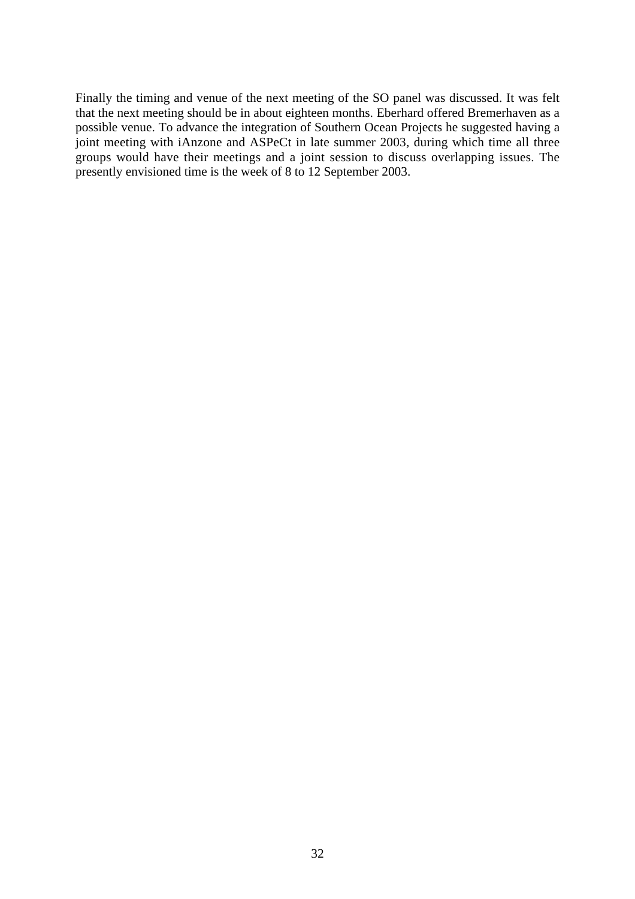Finally the timing and venue of the next meeting of the SO panel was discussed. It was felt that the next meeting should be in about eighteen months. Eberhard offered Bremerhaven as a possible venue. To advance the integration of Southern Ocean Projects he suggested having a joint meeting with iAnzone and ASPeCt in late summer 2003, during which time all three groups would have their meetings and a joint session to discuss overlapping issues. The presently envisioned time is the week of 8 to 12 September 2003.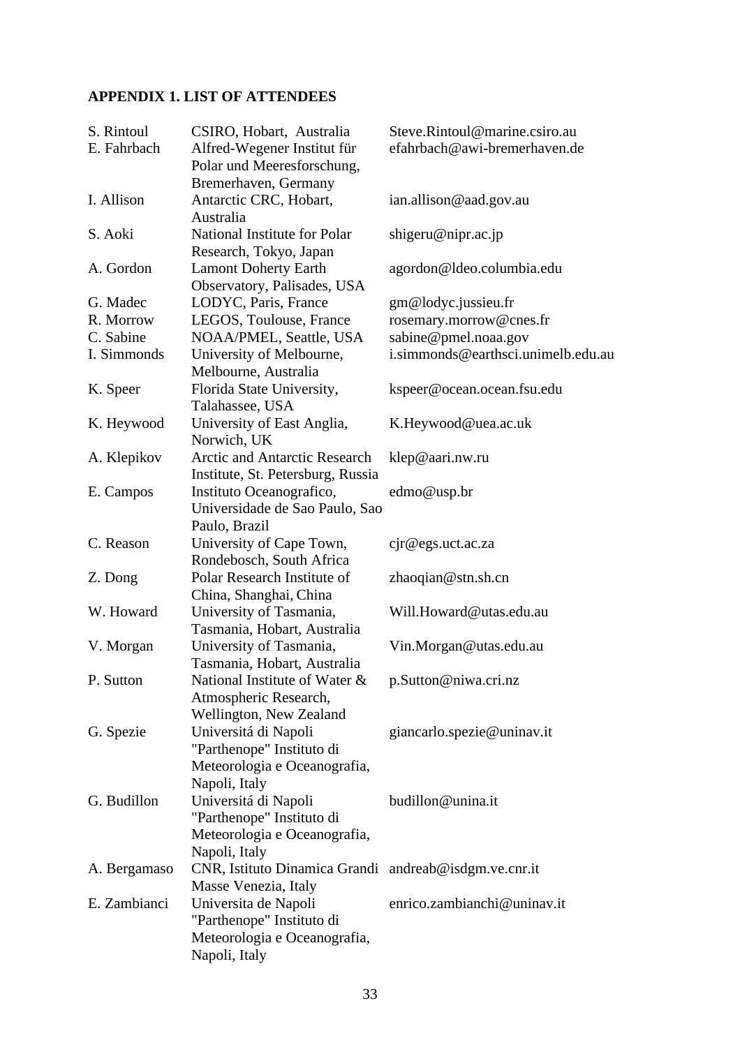**APPENDIX 1. LIST OF ATTENDEES**

| | | |
|---|---|---|
| S. Rintoul | CSIRO, Hobart, Australia | Steve.Rintoul@marine.csiro.au |
| E. Fahrbach | Alfred-Wegener Institut für Polar und Meeresforschung, Bremerhaven, Germany | efahrbach@awi-bremerhaven.de |
| I. Allison | Antarctic CRC, Hobart, Australia | ian.allison@aad.gov.au |
| S. Aoki | National Institute for Polar Research, Tokyo, Japan | shigeru@nipr.ac.jp |
| A. Gordon | Lamont Doherty Earth Observatory, Palisades, USA | agordon@ldeo.columbia.edu |
| G. Madec | LODYC, Paris, France | gm@lodyc.jussieu.fr |
| R. Morrow | LEGOS, Toulouse, France | rosemary.morrow@cnes.fr |
| C. Sabine | NOAA/PMEL, Seattle, USA | sabine@pmel.noaa.gov |
| I. Simmonds | University of Melbourne, Melbourne, Australia | i.simmonds@earthsci.unimelb.edu.au |
| K. Speer | Florida State University, Talahassee, USA | kspeer@ocean.ocean.fsu.edu |
| K. Heywood | University of East Anglia, Norwich, UK | K.Heywood@uea.ac.uk |
| A. Klepikov | Arctic and Antarctic Research Institute, St. Petersburg, Russia | klep@aari.nw.ru |
| E. Campos | Instituto Oceanografico, Universidade de Sao Paulo, Sao Paulo, Brazil | edmo@usp.br |
| C. Reason | University of Cape Town, Rondebosch, South Africa | cjr@egs.uct.ac.za |
| Z. Dong | Polar Research Institute of China, Shanghai, China | zhaoqian@stn.sh.cn |
| W. Howard | University of Tasmania, Tasmania, Hobart, Australia | Will.Howard@utas.edu.au |
| V. Morgan | University of Tasmania, Tasmania, Hobart, Australia | Vin.Morgan@utas.edu.au |
| P. Sutton | National Institute of Water & Atmospheric Research, Wellington, New Zealand | p.Sutton@niwa.cri.nz |
| G. Spezie | Universitá di Napoli "Parthenope" Instituto di Meteorologia e Oceanografia, Napoli, Italy | giancarlo.spezie@uninav.it |
| G. Budillon | Universitá di Napoli "Parthenope" Instituto di Meteorologia e Oceanografia, Napoli, Italy | budillon@unina.it |
| A. Bergamaso | CNR, Istituto Dinamica Grandi Masse Venezia, Italy | andreab@isdgm.ve.cnr.it |
| E. Zambianci | Universita de Napoli "Parthenope" Instituto di Meteorologia e Oceanografia, Napoli, Italy | enrico.zambianchi@uninav.it |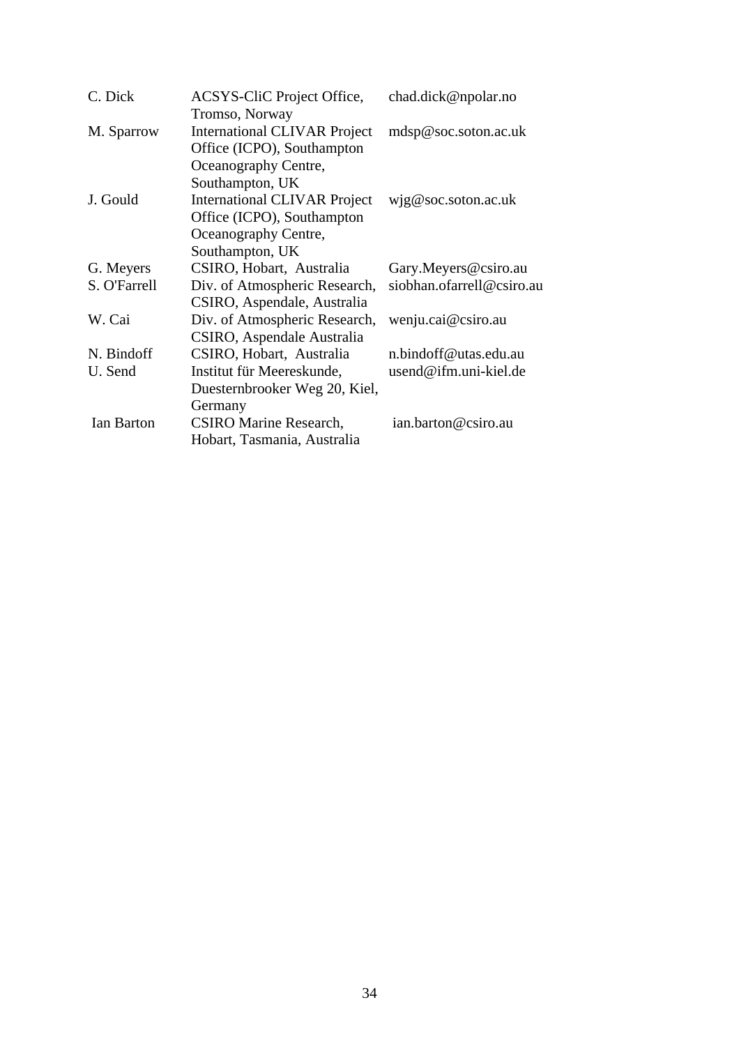| | | |
|---|---|---|
| C. Dick | ACSYS-CliC Project Office, Tromso, Norway | chad.dick@npolar.no |
| M. Sparrow | International CLIVAR Project Office (ICPO), Southampton Oceanography Centre, Southampton, UK | mdsp@soc.soton.ac.uk |
| J. Gould | International CLIVAR Project Office (ICPO), Southampton Oceanography Centre, Southampton, UK | wjg@soc.soton.ac.uk |
| G. Meyers | CSIRO, Hobart, Australia | Gary.Meyers@csiro.au |
| S. O'Farrell | Div. of Atmospheric Research, CSIRO, Aspendale, Australia | siobhan.ofarrell@csiro.au |
| W. Cai | Div. of Atmospheric Research, CSIRO, Aspendale Australia | wenju.cai@csiro.au |
| N. Bindoff | CSIRO, Hobart, Australia | n.bindoff@utas.edu.au |
| U. Send | Institut für Meereskunde, Duesternbrooker Weg 20, Kiel, Germany | usend@ifm.uni-kiel.de |
| Ian Barton | CSIRO Marine Research, Hobart, Tasmania, Australia | ian.barton@csiro.au |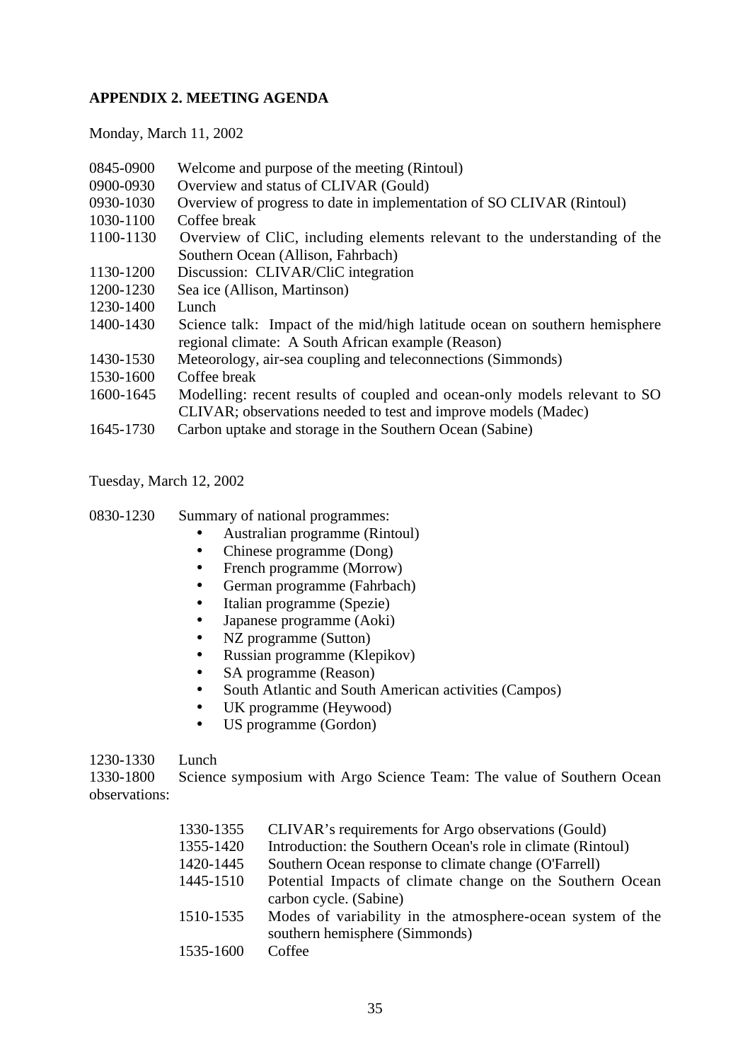**APPENDIX 2. MEETING AGENDA**

Monday, March 11, 2002

| | |
|---|---|
| 0845-0900 | Welcome and purpose of the meeting (Rintoul) |
| 0900-0930 | Overview and status of CLIVAR (Gould) |
| 0930-1030 | Overview of progress to date in implementation of SO CLIVAR (Rintoul) |
| 1030-1100 | Coffee break |
| 1100-1130 | Overview of CliC, including elements relevant to the understanding of the Southern Ocean (Allison, Fahrbach) |
| 1130-1200 | Discussion: CLIVAR/CliC integration |
| 1200-1230 | Sea ice (Allison, Martinson) |
| 1230-1400 | Lunch |
| 1400-1430 | Science talk: Impact of the mid/high latitude ocean on southern hemisphere regional climate: A South African example (Reason) |
| 1430-1530 | Meteorology, air-sea coupling and teleconnections (Simmonds) |
| 1530-1600 | Coffee break |
| 1600-1645 | Modelling: recent results of coupled and ocean-only models relevant to SO CLIVAR; observations needed to test and improve models (Madec) |
| 1645-1730 | Carbon uptake and storage in the Southern Ocean (Sabine) |

Tuesday, March 12, 2002

0830-1230 Summary of national programmes:

- Australian programme (Rintoul)
- Chinese programme (Dong)
- French programme (Morrow)
- German programme (Fahrbach)
- Italian programme (Spezie)
- Japanese programme (Aoki)
- NZ programme (Sutton)
- Russian programme (Klepikov)
- SA programme (Reason)
- South Atlantic and South American activities (Campos)
- UK programme (Heywood)
- US programme (Gordon)

1230-1330 Lunch

1330-1800 Science symposium with Argo Science Team: The value of Southern Ocean observations:

| | |
|---|---|
| 1330-1355 | CLIVAR's requirements for Argo observations (Gould) |
| 1355-1420 | Introduction: the Southern Ocean's role in climate (Rintoul) |
| 1420-1445 | Southern Ocean response to climate change (O'Farrell) |
| 1445-1510 | Potential Impacts of climate change on the Southern Ocean carbon cycle. (Sabine) |
| 1510-1535 | Modes of variability in the atmosphere-ocean system of the southern hemisphere (Simmonds) |
| 1535-1600 | Coffee |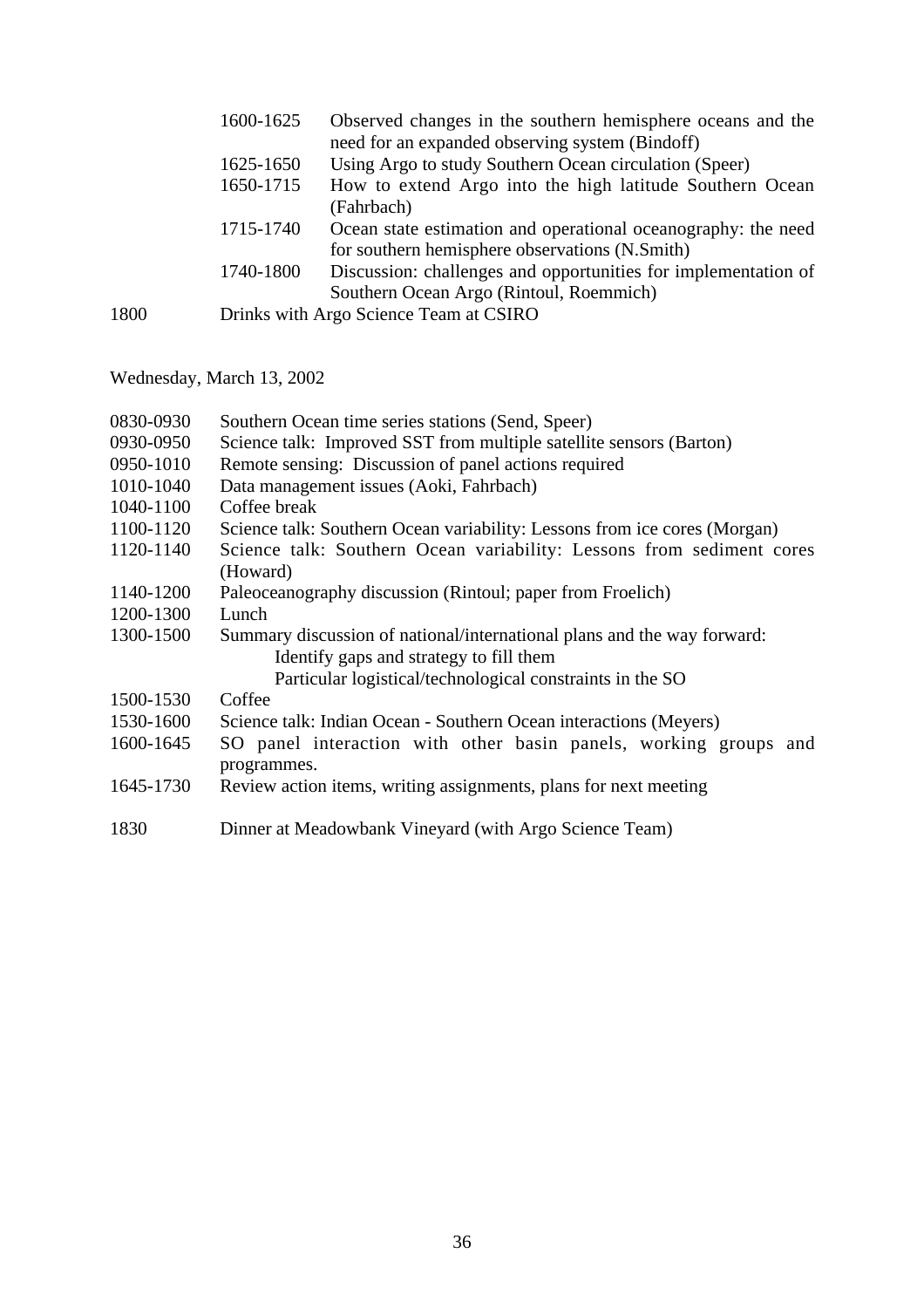| | |
|---|---|
| 1600-1625 | Observed changes in the southern hemisphere oceans and the need for an expanded observing system (Bindoff) |
| 1625-1650 | Using Argo to study Southern Ocean circulation (Speer) |
| 1650-1715 | How to extend Argo into the high latitude Southern Ocean (Fahrbach) |
| 1715-1740 | Ocean state estimation and operational oceanography: the need for southern hemisphere observations (N.Smith) |
| 1740-1800 | Discussion: challenges and opportunities for implementation of Southern Ocean Argo (Rintoul, Roemmich) |

1800 Drinks with Argo Science Team at CSIRO

Wednesday, March 13, 2002

| | |
|---|---|
| 0830-0930 | Southern Ocean time series stations (Send, Speer) |
| 0930-0950 | Science talk: Improved SST from multiple satellite sensors (Barton) |
| 0950-1010 | Remote sensing: Discussion of panel actions required |
| 1010-1040 | Data management issues (Aoki, Fahrbach) |
| 1040-1100 | Coffee break |
| 1100-1120 | Science talk: Southern Ocean variability: Lessons from ice cores (Morgan) |
| 1120-1140 | Science talk: Southern Ocean variability: Lessons from sediment cores (Howard) |
| 1140-1200 | Paleoceanography discussion (Rintoul; paper from Froelich) |
| 1200-1300 | Lunch |
| 1300-1500 | Summary discussion of national/international plans and the way forward: Identify gaps and strategy to fill them; Particular logistical/technological constraints in the SO |
| 1500-1530 | Coffee |
| 1530-1600 | Science talk: Indian Ocean - Southern Ocean interactions (Meyers) |
| 1600-1645 | SO panel interaction with other basin panels, working groups and programmes. |
| 1645-1730 | Review action items, writing assignments, plans for next meeting |
| 1830 | Dinner at Meadowbank Vineyard (with Argo Science Team) |